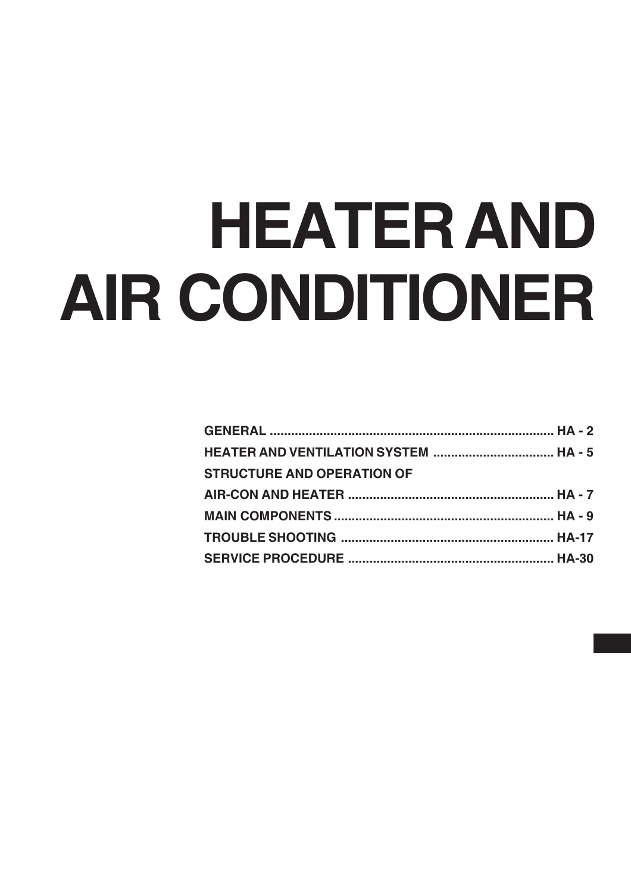# HEATER AND AIR CONDITIONER

| | |
|---|---|
| GENERAL | HA - 2 |
| HEATER AND VENTILATION SYSTEM | HA - 5 |
| STRUCTURE AND OPERATION OF AIR-CON AND HEATER | HA - 7 |
| MAIN COMPONENTS | HA - 9 |
| TROUBLE SHOOTING | HA-17 |
| SERVICE PROCEDURE | HA-30 |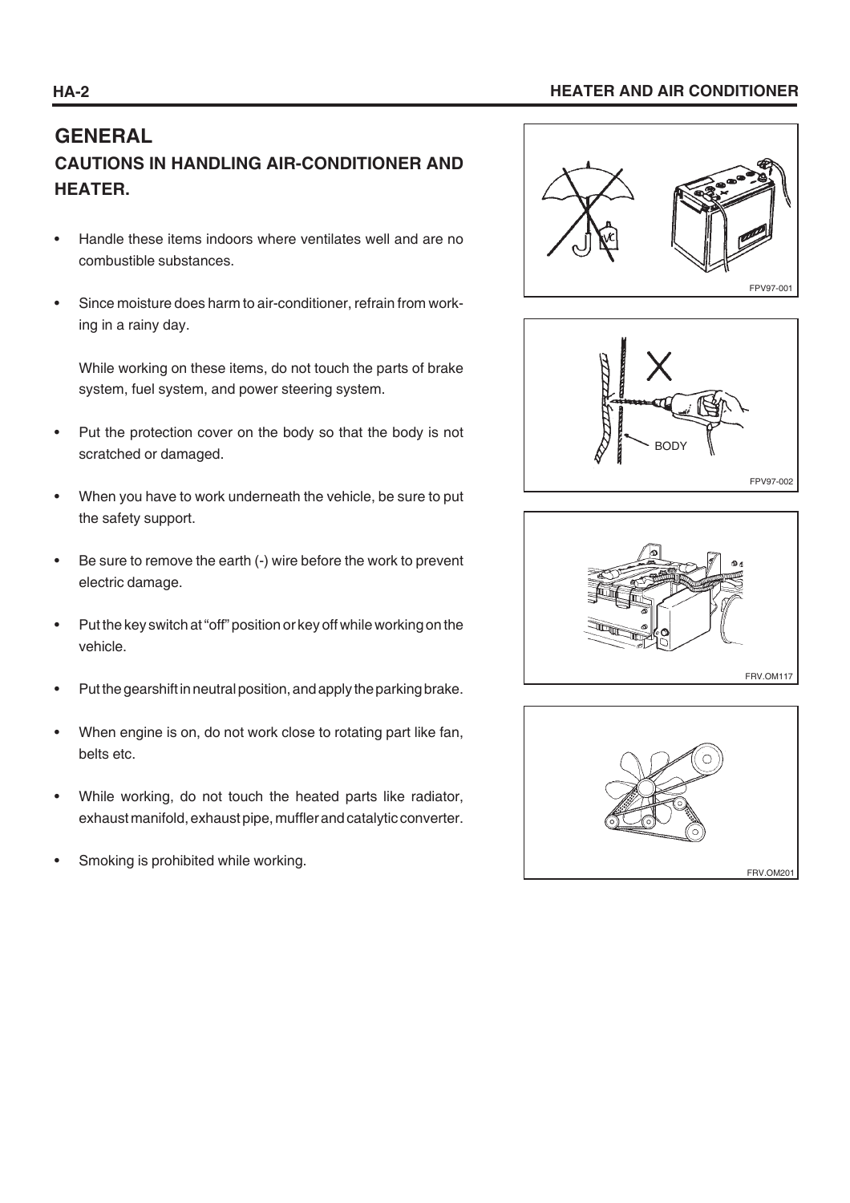# GENERAL

## CAUTIONS IN HANDLING AIR-CONDITIONER AND HEATER.

- Handle these items indoors where ventilates well and are no combustible substances.

- Since moisture does harm to air-conditioner, refrain from working in a rainy day.

  While working on these items, do not touch the parts of brake system, fuel system, and power steering system.

- Put the protection cover on the body so that the body is not scratched or damaged.

- When you have to work underneath the vehicle, be sure to put the safety support.

- Be sure to remove the earth (-) wire before the work to prevent electric damage.

- Put the key switch at "off" position or key off while working on the vehicle.

- Put the gearshift in neutral position, and apply the parking brake.

- When engine is on, do not work close to rotating part like fan, belts etc.

- While working, do not touch the heated parts like radiator, exhaust manifold, exhaust pipe, muffler and catalytic converter.

- Smoking is prohibited while working.

FPV97-001

BODY

FPV97-002

FRV.OM117

FRV.OM201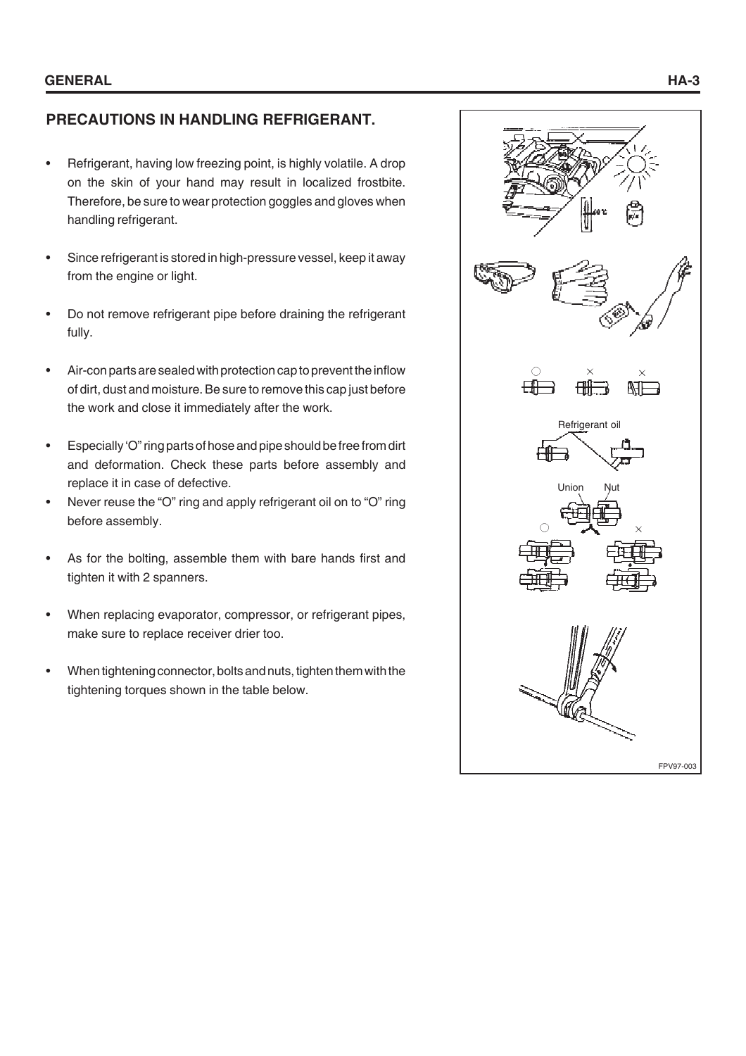## PRECAUTIONS IN HANDLING REFRIGERANT.

- Refrigerant, having low freezing point, is highly volatile. A drop on the skin of your hand may result in localized frostbite. Therefore, be sure to wear protection goggles and gloves when handling refrigerant.
- Since refrigerant is stored in high-pressure vessel, keep it away from the engine or light.
- Do not remove refrigerant pipe before draining the refrigerant fully.
- Air-con parts are sealed with protection cap to prevent the inflow of dirt, dust and moisture. Be sure to remove this cap just before the work and close it immediately after the work.
- Especially 'O" ring parts of hose and pipe should be free from dirt and deformation. Check these parts before assembly and replace it in case of defective.
- Never reuse the "O" ring and apply refrigerant oil on to "O" ring before assembly.
- As for the bolting, assemble them with bare hands first and tighten it with 2 spanners.
- When replacing evaporator, compressor, or refrigerant pipes, make sure to replace receiver drier too.
- When tightening connector, bolts and nuts, tighten them with the tightening torques shown in the table below.

Refrigerant oil

Union Nut

FPV97-003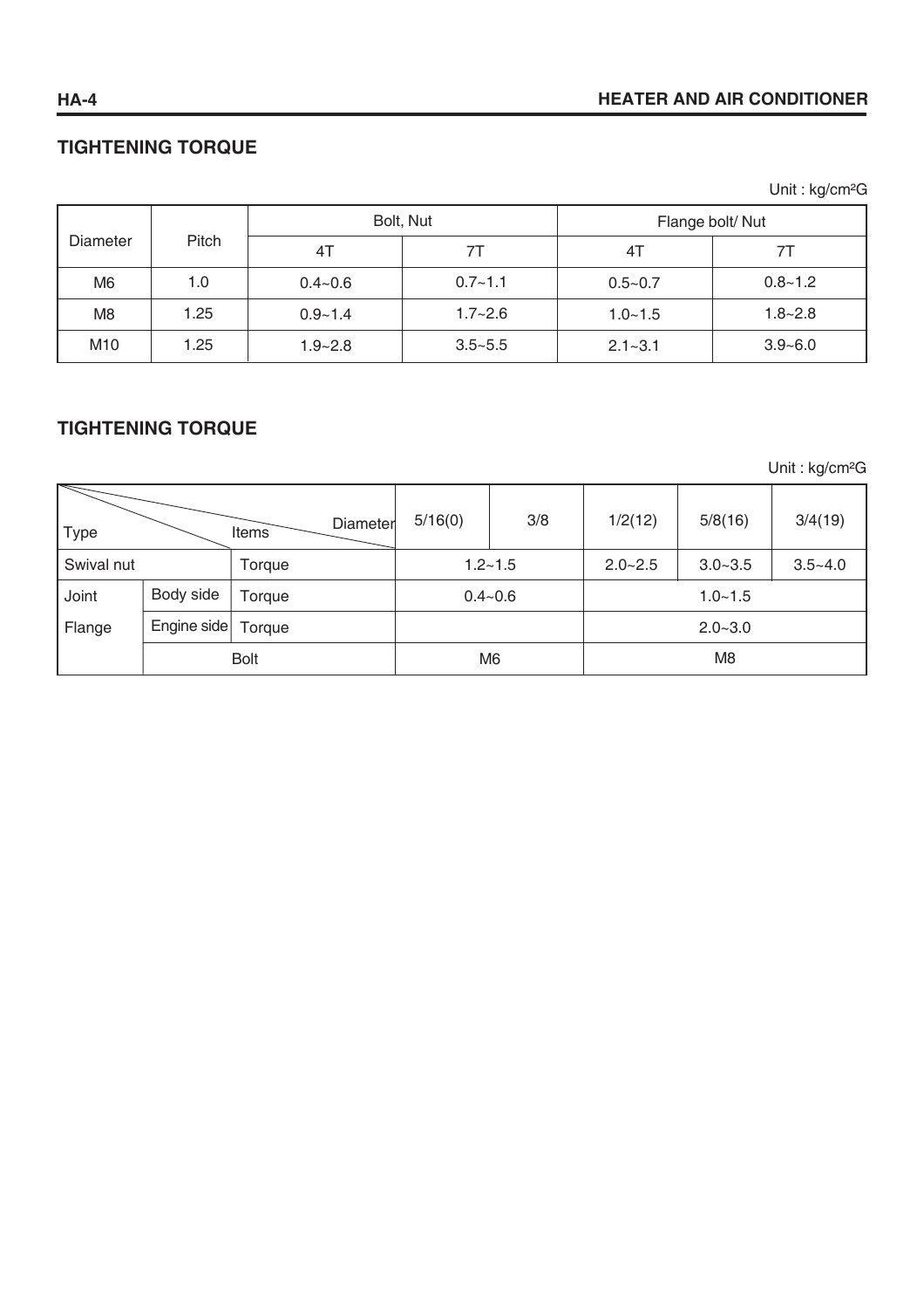## TIGHTENING TORQUE

Unit : kg/cm²G

| Diameter | Pitch | Bolt, Nut | | Flange bolt/ Nut | |
|---|---|---|---|---|---|
| | | 4T | 7T | 4T | 7T |
| M6 | 1.0 | 0.4~0.6 | 0.7~1.1 | 0.5~0.7 | 0.8~1.2 |
| M8 | 1.25 | 0.9~1.4 | 1.7~2.6 | 1.0~1.5 | 1.8~2.8 |
| M10 | 1.25 | 1.9~2.8 | 3.5~5.5 | 2.1~3.1 | 3.9~6.0 |

## TIGHTENING TORQUE

Unit : kg/cm²G

| Type | | Items / Diameter | 5/16(0) | 3/8 | 1/2(12) | 5/8(16) | 3/4(19) |
|---|---|---|---|---|---|---|---|
| Swival nut | | Torque | 1.2~1.5 | | 2.0~2.5 | 3.0~3.5 | 3.5~4.0 |
| Joint | Body side | Torque | 0.4~0.6 | | 1.0~1.5 | | |
| Flange | Engine side | Torque | | | 2.0~3.0 | | |
| | Bolt | | M6 | | M8 | | |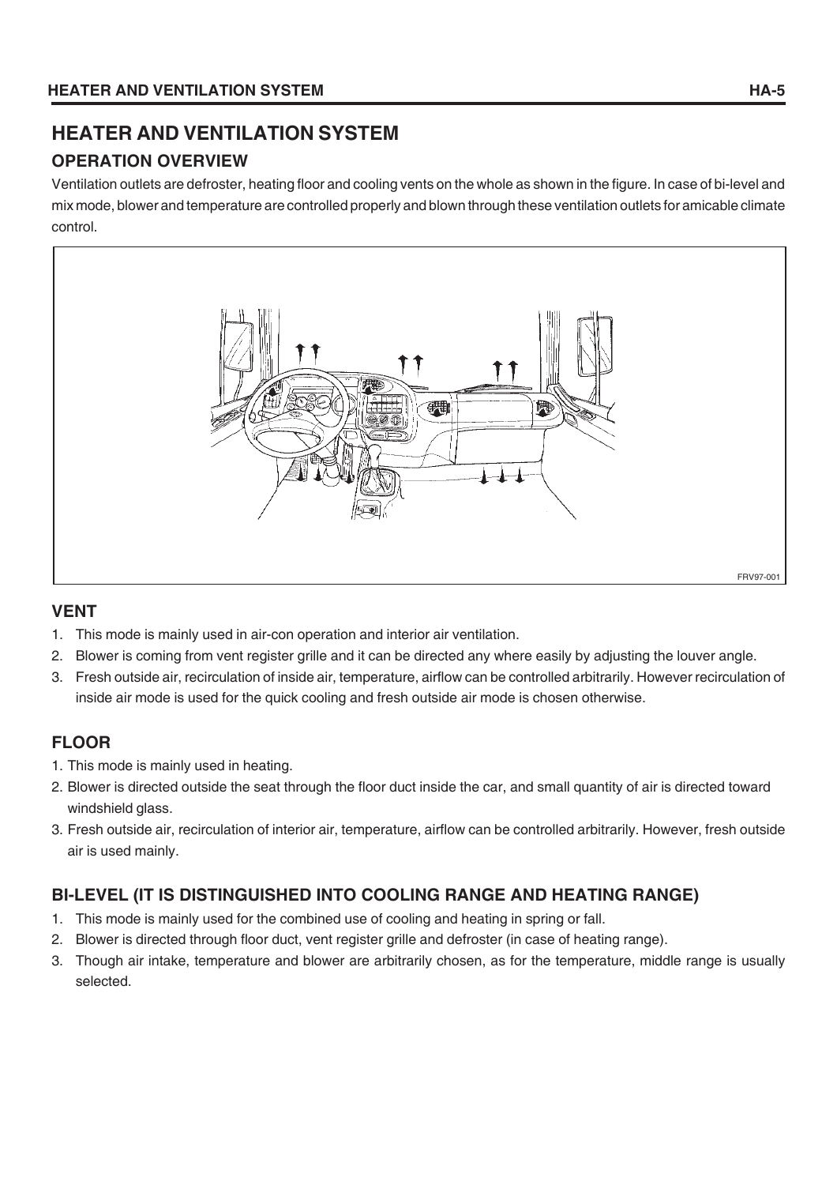# HEATER AND VENTILATION SYSTEM

## OPERATION OVERVIEW

Ventilation outlets are defroster, heating floor and cooling vents on the whole as shown in the figure. In case of bi-level and mix mode, blower and temperature are controlled properly and blown through these ventilation outlets for amicable climate control.

FRV97-001

### VENT

1. This mode is mainly used in air-con operation and interior air ventilation.
2. Blower is coming from vent register grille and it can be directed any where easily by adjusting the louver angle.
3. Fresh outside air, recirculation of inside air, temperature, airflow can be controlled arbitrarily. However recirculation of inside air mode is used for the quick cooling and fresh outside air mode is chosen otherwise.

### FLOOR

1. This mode is mainly used in heating.
2. Blower is directed outside the seat through the floor duct inside the car, and small quantity of air is directed toward windshield glass.
3. Fresh outside air, recirculation of interior air, temperature, airflow can be controlled arbitrarily. However, fresh outside air is used mainly.

### BI-LEVEL (IT IS DISTINGUISHED INTO COOLING RANGE AND HEATING RANGE)

1. This mode is mainly used for the combined use of cooling and heating in spring or fall.
2. Blower is directed through floor duct, vent register grille and defroster (in case of heating range).
3. Though air intake, temperature and blower are arbitrarily chosen, as for the temperature, middle range is usually selected.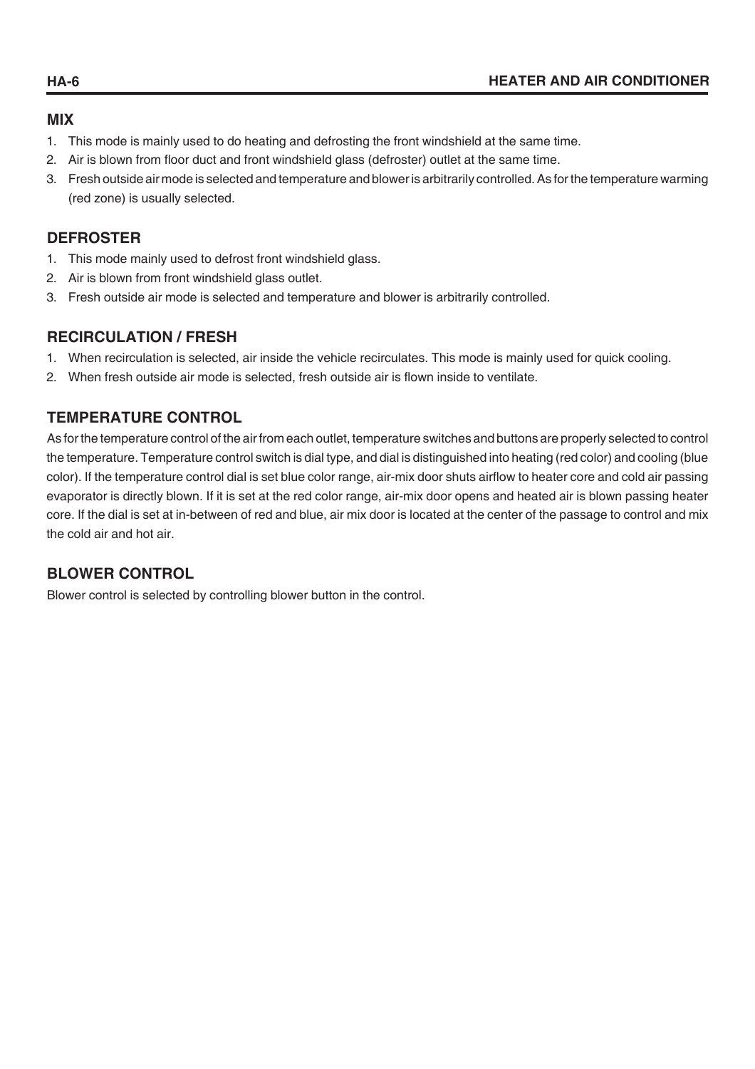## MIX

1. This mode is mainly used to do heating and defrosting the front windshield at the same time.
2. Air is blown from floor duct and front windshield glass (defroster) outlet at the same time.
3. Fresh outside air mode is selected and temperature and blower is arbitrarily controlled. As for the temperature warming (red zone) is usually selected.

## DEFROSTER

1. This mode mainly used to defrost front windshield glass.
2. Air is blown from front windshield glass outlet.
3. Fresh outside air mode is selected and temperature and blower is arbitrarily controlled.

## RECIRCULATION / FRESH

1. When recirculation is selected, air inside the vehicle recirculates. This mode is mainly used for quick cooling.
2. When fresh outside air mode is selected, fresh outside air is flown inside to ventilate.

## TEMPERATURE CONTROL

As for the temperature control of the air from each outlet, temperature switches and buttons are properly selected to control the temperature. Temperature control switch is dial type, and dial is distinguished into heating (red color) and cooling (blue color). If the temperature control dial is set blue color range, air-mix door shuts airflow to heater core and cold air passing evaporator is directly blown. If it is set at the red color range, air-mix door opens and heated air is blown passing heater core. If the dial is set at in-between of red and blue, air mix door is located at the center of the passage to control and mix the cold air and hot air.

## BLOWER CONTROL

Blower control is selected by controlling blower button in the control.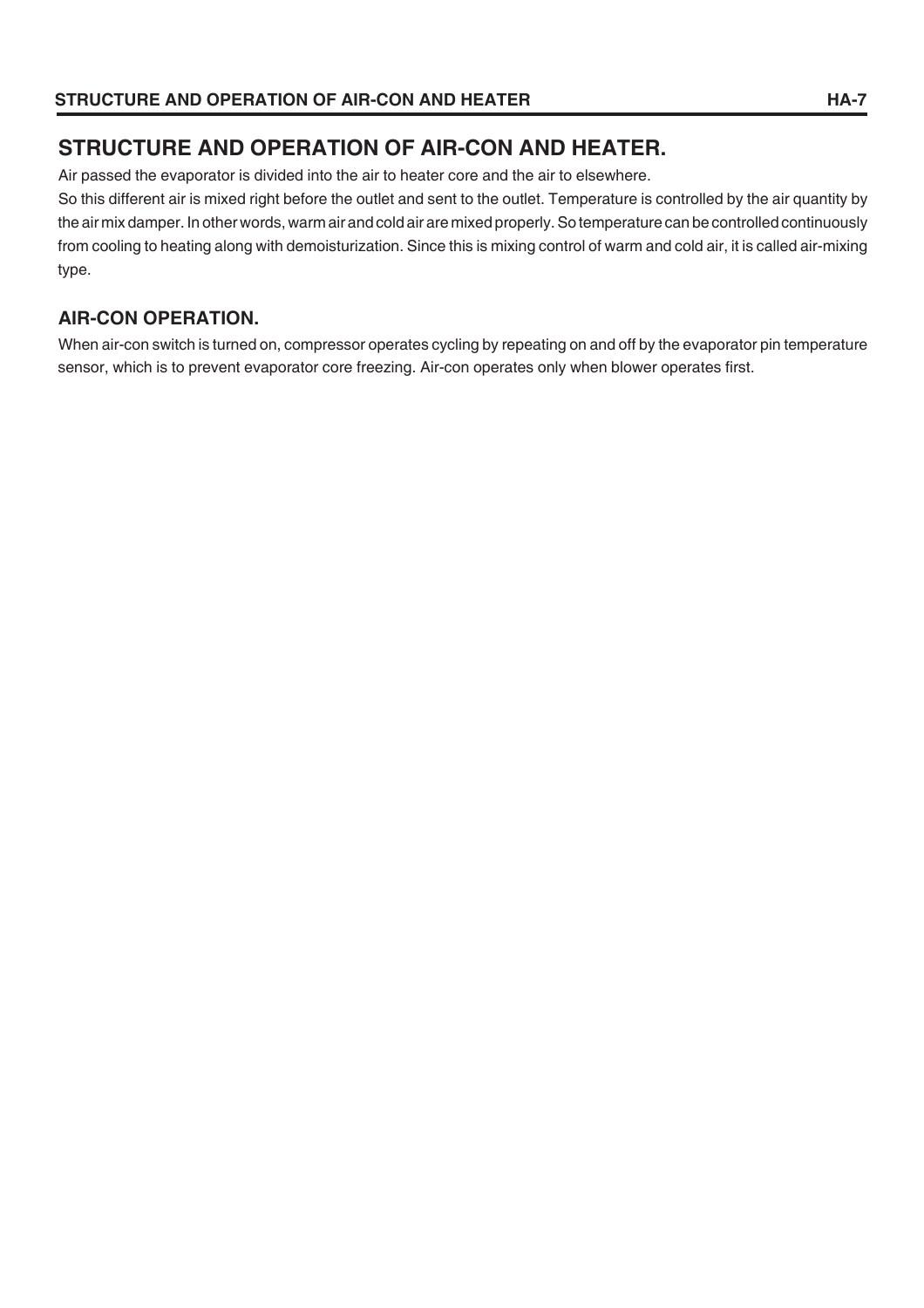# STRUCTURE AND OPERATION OF AIR-CON AND HEATER.

Air passed the evaporator is divided into the air to heater core and the air to elsewhere.

So this different air is mixed right before the outlet and sent to the outlet. Temperature is controlled by the air quantity by the air mix damper. In other words, warm air and cold air are mixed properly. So temperature can be controlled continuously from cooling to heating along with demoisturization. Since this is mixing control of warm and cold air, it is called air-mixing type.

## AIR-CON OPERATION.

When air-con switch is turned on, compressor operates cycling by repeating on and off by the evaporator pin temperature sensor, which is to prevent evaporator core freezing. Air-con operates only when blower operates first.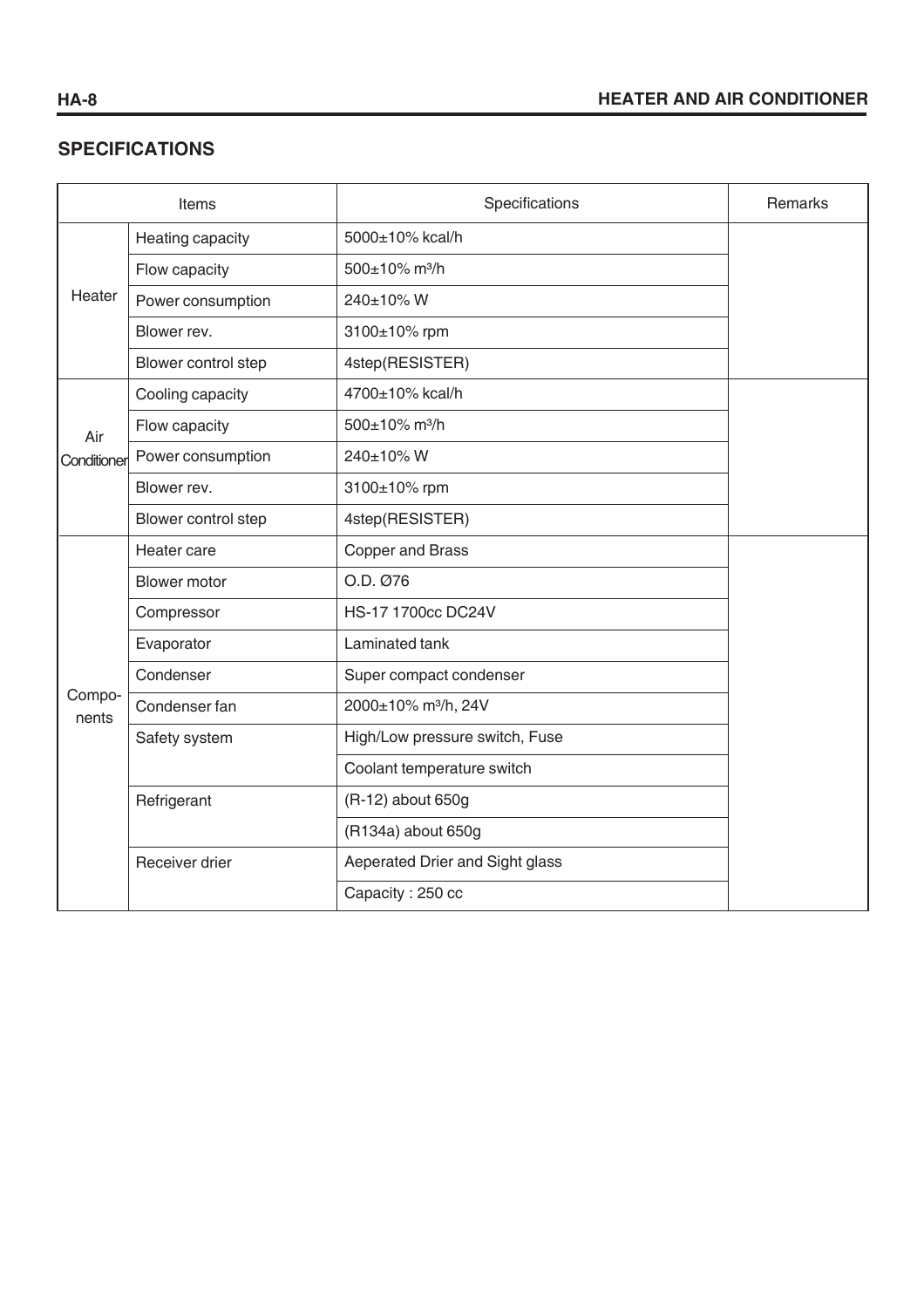## SPECIFICATIONS

| Items | | Specifications | Remarks |
|---|---|---|---|
| Heater | Heating capacity | 5000±10% kcal/h | |
| | Flow capacity | 500±10% $m^3/h$ | |
| | Power consumption | 240±10% W | |
| | Blower rev. | 3100±10% rpm | |
| | Blower control step | 4step(RESISTER) | |
| Air Conditioner | Cooling capacity | 4700±10% kcal/h | |
| | Flow capacity | 500±10% $m^3/h$ | |
| | Power consumption | 240±10% W | |
| | Blower rev. | 3100±10% rpm | |
| | Blower control step | 4step(RESISTER) | |
| Compo-nents | Heater care | Copper and Brass | |
| | Blower motor | O.D. Ø76 | |
| | Compressor | HS-17 1700cc DC24V | |
| | Evaporator | Laminated tank | |
| | Condenser | Super compact condenser | |
| | Condenser fan | 2000±10% $m^3/h$, 24V | |
| | Safety system | High/Low pressure switch, Fuse | |
| | | Coolant temperature switch | |
| | Refrigerant | (R-12) about 650g | |
| | | (R134a) about 650g | |
| | Receiver drier | Aeperated Drier and Sight glass | |
| | | Capacity : 250 cc | |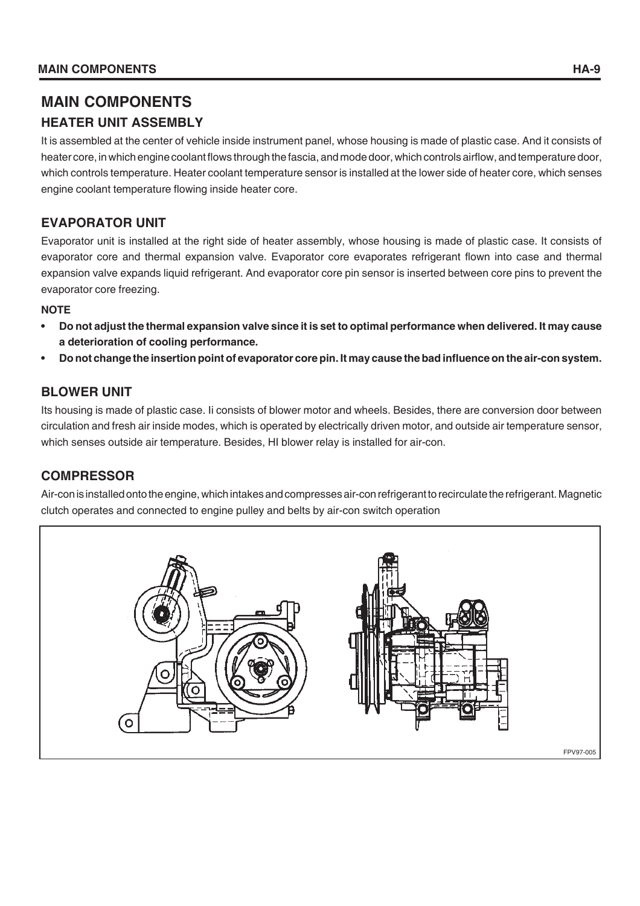# MAIN COMPONENTS

## HEATER UNIT ASSEMBLY

It is assembled at the center of vehicle inside instrument panel, whose housing is made of plastic case. And it consists of heater core, in which engine coolant flows through the fascia, and mode door, which controls airflow, and temperature door, which controls temperature. Heater coolant temperature sensor is installed at the lower side of heater core, which senses engine coolant temperature flowing inside heater core.

## EVAPORATOR UNIT

Evaporator unit is installed at the right side of heater assembly, whose housing is made of plastic case. It consists of evaporator core and thermal expansion valve. Evaporator core evaporates refrigerant flown into case and thermal expansion valve expands liquid refrigerant. And evaporator core pin sensor is inserted between core pins to prevent the evaporator core freezing.

**NOTE**

- **Do not adjust the thermal expansion valve since it is set to optimal performance when delivered. It may cause a deterioration of cooling performance.**
- **Do not change the insertion point of evaporator core pin. It may cause the bad influence on the air-con system.**

## BLOWER UNIT

Its housing is made of plastic case. Ii consists of blower motor and wheels. Besides, there are conversion door between circulation and fresh air inside modes, which is operated by electrically driven motor, and outside air temperature sensor, which senses outside air temperature. Besides, HI blower relay is installed for air-con.

## COMPRESSOR

Air-con is installed onto the engine, which intakes and compresses air-con refrigerant to recirculate the refrigerant. Magnetic clutch operates and connected to engine pulley and belts by air-con switch operation

FPV97-005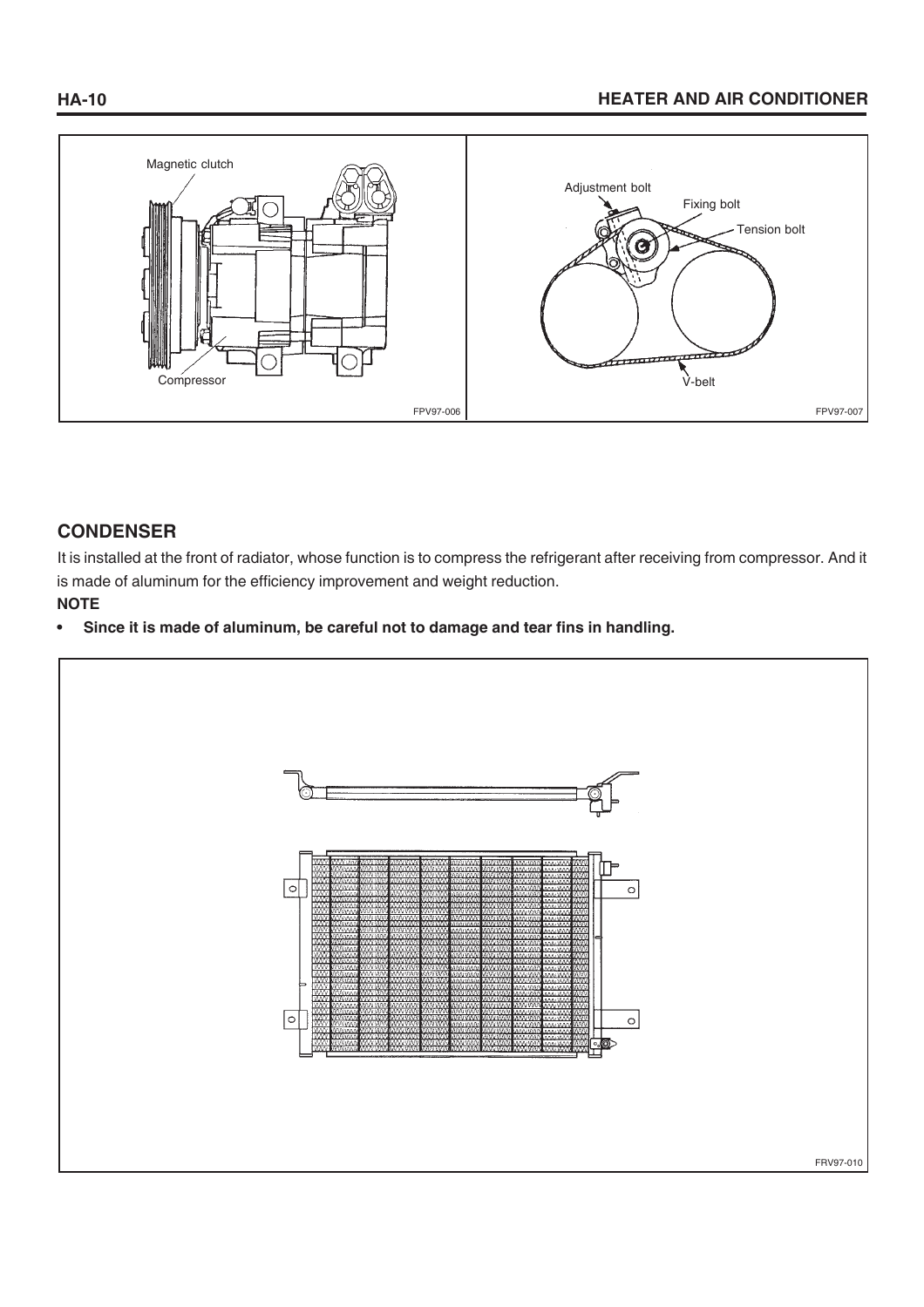Magnetic clutch

Compressor

FPV97-006

Adjustment bolt

Fixing bolt

Tension bolt

V-belt

FPV97-007

## CONDENSER

It is installed at the front of radiator, whose function is to compress the refrigerant after receiving from compressor. And it is made of aluminum for the efficiency improvement and weight reduction.

**NOTE**

- **Since it is made of aluminum, be careful not to damage and tear fins in handling.**

FRV97-010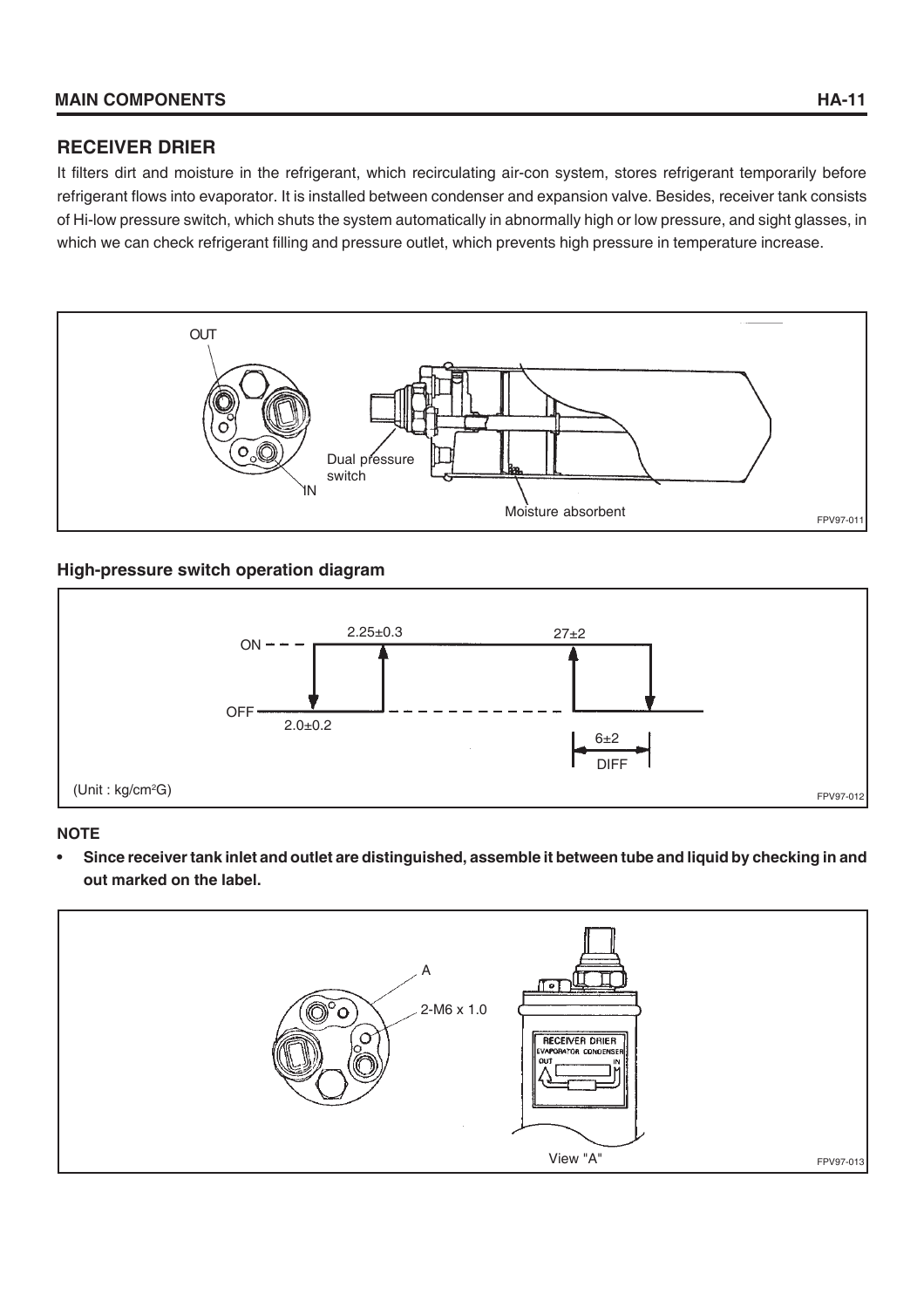## RECEIVER DRIER

It filters dirt and moisture in the refrigerant, which recirculating air-con system, stores refrigerant temporarily before refrigerant flows into evaporator. It is installed between condenser and expansion valve. Besides, receiver tank consists of Hi-low pressure switch, which shuts the system automatically in abnormally high or low pressure, and sight glasses, in which we can check refrigerant filling and pressure outlet, which prevents high pressure in temperature increase.

OUT

IN

Dual pressure switch

Moisture absorbent

FPV97-011

### High-pressure switch operation diagram

ON

OFF

2.25±0.3

2.0±0.2

27±2

6±2

DIFF

(Unit : kg/cm²G)

FPV97-012

**NOTE**

- **Since receiver tank inlet and outlet are distinguished, assemble it between tube and liquid by checking in and out marked on the label.**

A

2-M6 x 1.0

RECEIVER DRIER

EVAPORATOR CONDENSER

OUT IN

View "A"

FPV97-013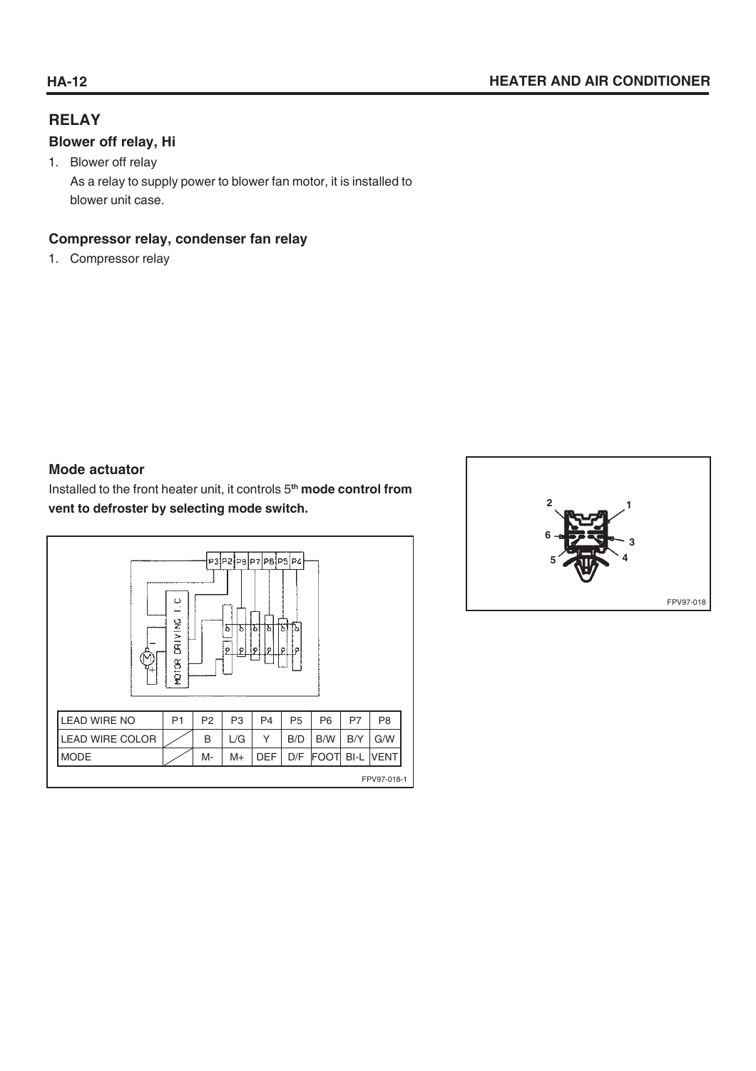# RELAY

## Blower off relay, Hi

1. Blower off relay

   As a relay to supply power to blower fan motor, it is installed to blower unit case.

## Compressor relay, condenser fan relay

1. Compressor relay

## Mode actuator

Installed to the front heater unit, it controls 5th **mode control from vent to defroster by selecting mode switch.**

| LEAD WIRE NO | P1 | P2 | P3 | P4 | P5 | P6 | P7 | P8 |
|---|---|---|---|---|---|---|---|---|
| LEAD WIRE COLOR | | B | L/G | Y | B/D | B/W | B/Y | G/W |
| MODE | | M- | M+ | DEF | D/F | FOOT | BI-L | VENT |

FPV97-018-1

FPV97-018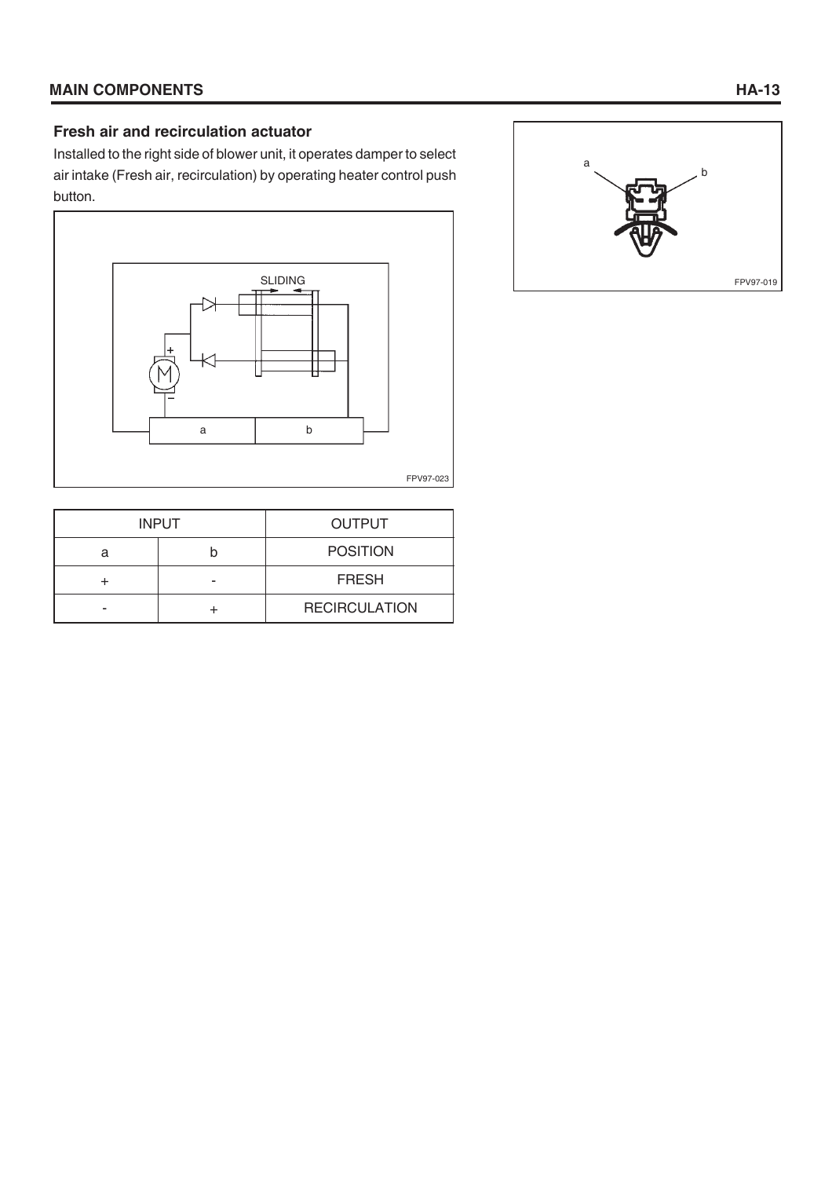### Fresh air and recirculation actuator

Installed to the right side of blower unit, it operates damper to select air intake (Fresh air, recirculation) by operating heater control push button.

| INPUT | | OUTPUT |
| --- | --- | --- |
| a | b | POSITION |
| + | - | FRESH |
| - | + | RECIRCULATION |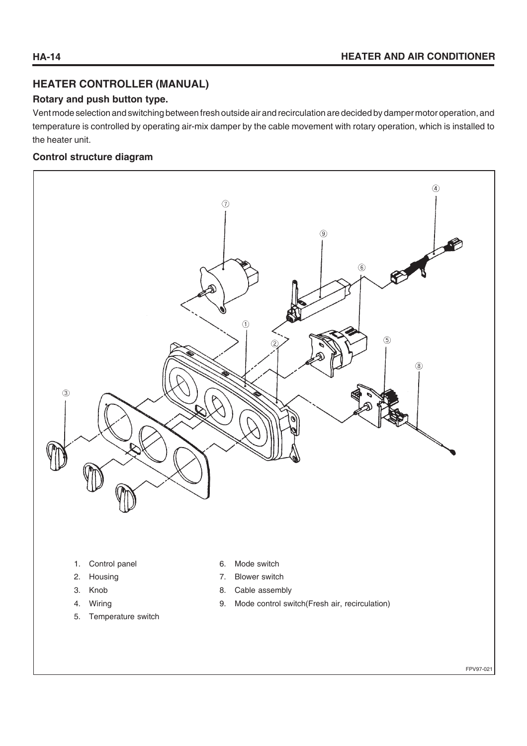## HEATER CONTROLLER (MANUAL)

### Rotary and push button type.

Vent mode selection and switching between fresh outside air and recirculation are decided by damper motor operation, and temperature is controlled by operating air-mix damper by the cable movement with rotary operation, which is installed to the heater unit.

### Control structure diagram

1. Control panel
2. Housing
3. Knob
4. Wiring
5. Temperature switch
6. Mode switch
7. Blower switch
8. Cable assembly
9. Mode control switch(Fresh air, recirculation)

FPV97-021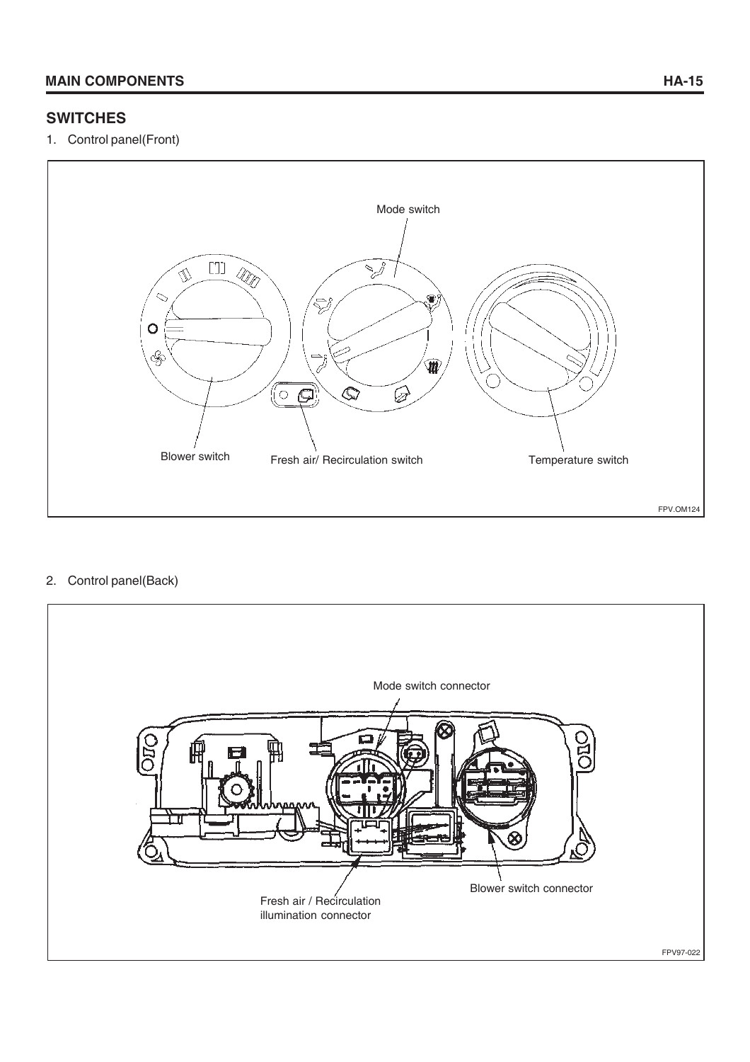## SWITCHES

1. Control panel(Front)

Mode switch

Blower switch

Fresh air/ Recirculation switch

Temperature switch

FPV.OM124

2. Control panel(Back)

Mode switch connector

Blower switch connector

Fresh air / Recirculation illumination connector

FPV97-022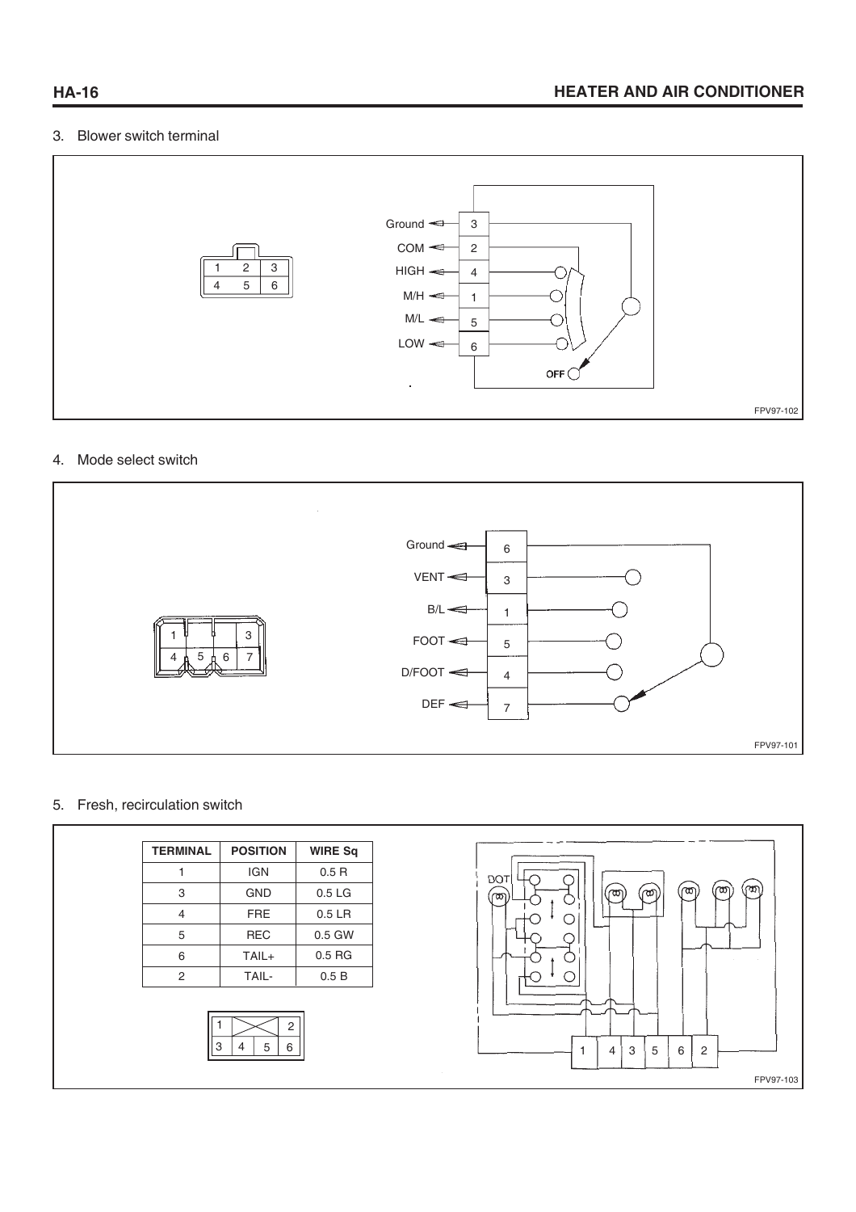3. Blower switch terminal

| Terminal | Function |
|---|---|
| 3 | Ground |
| 2 | COM |
| 4 | HIGH |
| 1 | M/H |
| 5 | M/L |
| 6 | LOW |

OFF

FPV97-102

4. Mode select switch

| Terminal | Function |
|---|---|
| 6 | Ground |
| 3 | VENT |
| 1 | B/L |
| 5 | FOOT |
| 4 | D/FOOT |
| 7 | DEF |

FPV97-101

5. Fresh, recirculation switch

| TERMINAL | POSITION | WIRE Sq |
|---|---|---|
| 1 | IGN | 0.5 R |
| 3 | GND | 0.5 LG |
| 4 | FRE | 0.5 LR |
| 5 | REC | 0.5 GW |
| 6 | TAIL+ | 0.5 RG |
| 2 | TAIL- | 0.5 B |

DOT

FPV97-103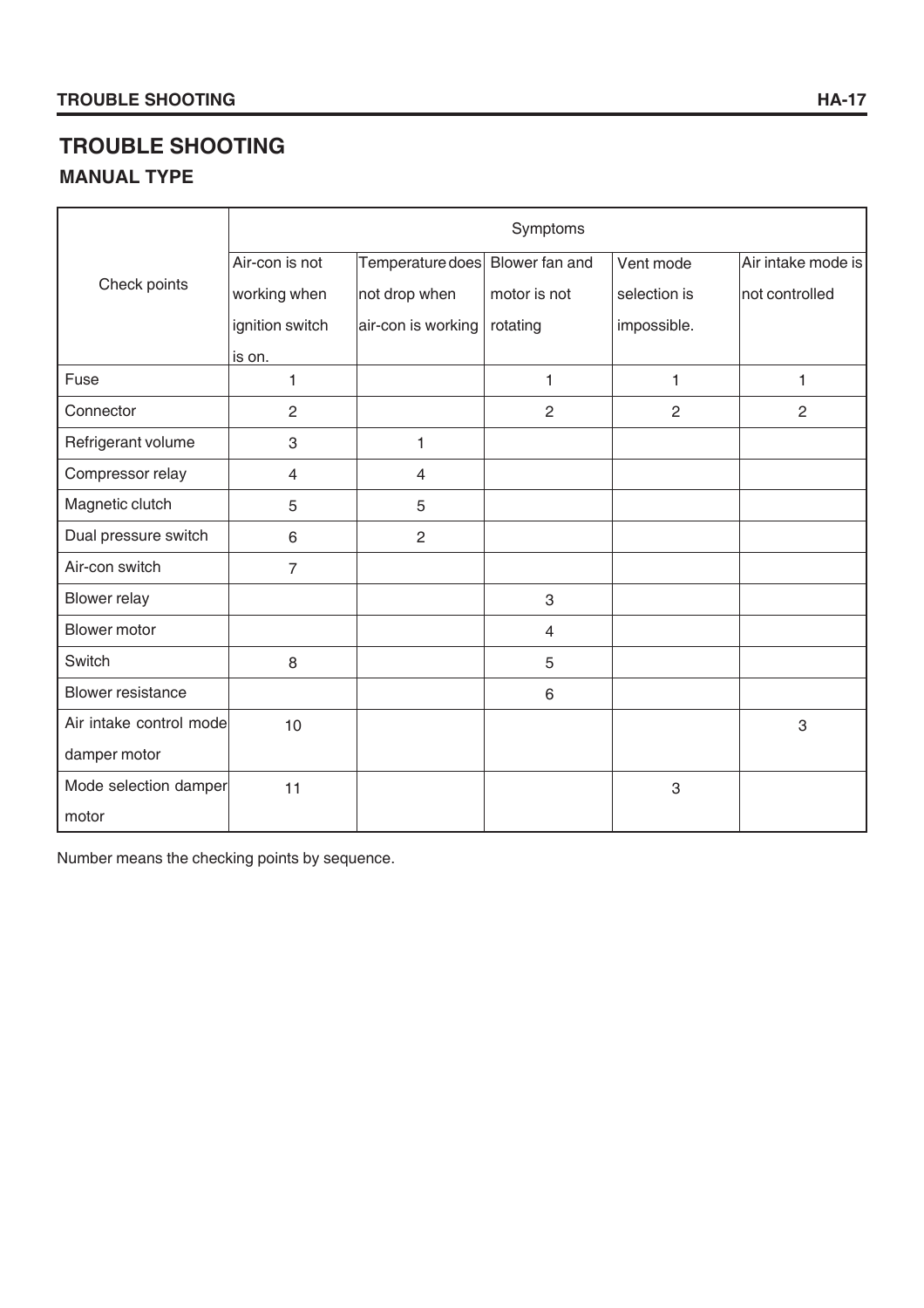# TROUBLE SHOOTING

## MANUAL TYPE

| Check points | Symptoms | | | | |
|---|---|---|---|---|---|
| | Air-con is not working when ignition switch is on. | Temperature does not drop when air-con is working | Blower fan and motor is not rotating | Vent mode selection is impossible. | Air intake mode is not controlled |
| Fuse | 1 | | 1 | 1 | 1 |
| Connector | 2 | | 2 | 2 | 2 |
| Refrigerant volume | 3 | 1 | | | |
| Compressor relay | 4 | 4 | | | |
| Magnetic clutch | 5 | 5 | | | |
| Dual pressure switch | 6 | 2 | | | |
| Air-con switch | 7 | | | | |
| Blower relay | | | 3 | | |
| Blower motor | | | 4 | | |
| Switch | 8 | | 5 | | |
| Blower resistance | | | 6 | | |
| Air intake control mode damper motor | 10 | | | | 3 |
| Mode selection damper motor | 11 | | | 3 | |

Number means the checking points by sequence.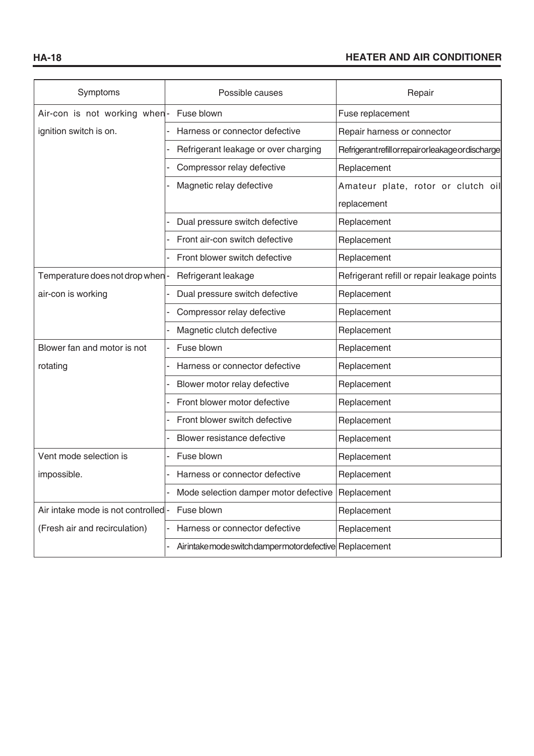| Symptoms | Possible causes | Repair |
|---|---|---|
| Air-con is not working when ignition switch is on. | - Fuse blown | Fuse replacement |
| | - Harness or connector defective | Repair harness or connector |
| | - Refrigerant leakage or over charging | Refrigerant refill or repair or leakage or discharge |
| | - Compressor relay defective | Replacement |
| | - Magnetic relay defective | Amateur plate, rotor or clutch oil replacement |
| | - Dual pressure switch defective | Replacement |
| | - Front air-con switch defective | Replacement |
| | - Front blower switch defective | Replacement |
| Temperature does not drop when air-con is working | - Refrigerant leakage | Refrigerant refill or repair leakage points |
| | - Dual pressure switch defective | Replacement |
| | - Compressor relay defective | Replacement |
| | - Magnetic clutch defective | Replacement |
| Blower fan and motor is not rotating | - Fuse blown | Replacement |
| | - Harness or connector defective | Replacement |
| | - Blower motor relay defective | Replacement |
| | - Front blower motor defective | Replacement |
| | - Front blower switch defective | Replacement |
| | - Blower resistance defective | Replacement |
| Vent mode selection is impossible. | - Fuse blown | Replacement |
| | - Harness or connector defective | Replacement |
| | - Mode selection damper motor defective | Replacement |
| Air intake mode is not controlled (Fresh air and recirculation) | - Fuse blown | Replacement |
| | - Harness or connector defective | Replacement |
| | - Air intake mode switch damper motor defective | Replacement |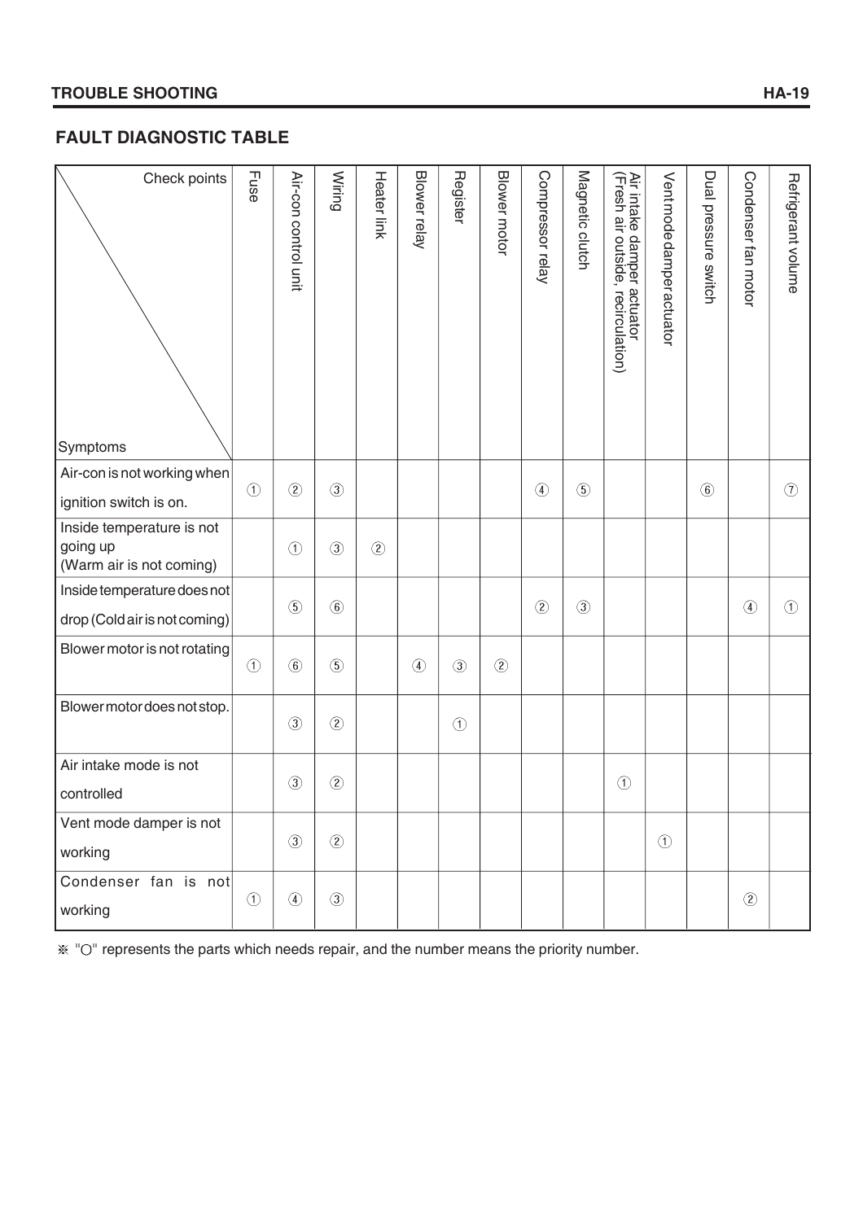## FAULT DIAGNOSTIC TABLE

| Symptoms \ Check points | Fuse | Air-con control unit | Wiring | Heater link | Blower relay | Register | Blower motor | Compressor relay | Magnetic clutch | Air intake damper actuator (Fresh air outside, recirculation) | Vent mode damper actuator | Dual pressure switch | Condenser fan motor | Refrigerant volume |
|---|---|---|---|---|---|---|---|---|---|---|---|---|---|---|
| Air-con is not working when ignition switch is on. | ① | ② | ③ | | | | | ④ | ⑤ | | | ⑥ | | ⑦ |
| Inside temperature is not going up (Warm air is not coming) | | ① | ③ | ② | | | | | | | | | | |
| Inside temperature does not drop (Cold air is not coming) | | ⑤ | ⑥ | | | | | ② | ③ | | | | ④ | ① |
| Blower motor is not rotating | ① | ⑥ | ⑤ | | ④ | ③ | ② | | | | | | | |
| Blower motor does not stop. | | ③ | ② | | | ① | | | | | | | | |
| Air intake mode is not controlled | | ③ | ② | | | | | | | ① | | | | |
| Vent mode damper is not working | | ③ | ② | | | | | | | | ① | | | |
| Condenser fan is not working | ① | ④ | ③ | | | | | | | | | | ② | |

※ "○" represents the parts which needs repair, and the number means the priority number.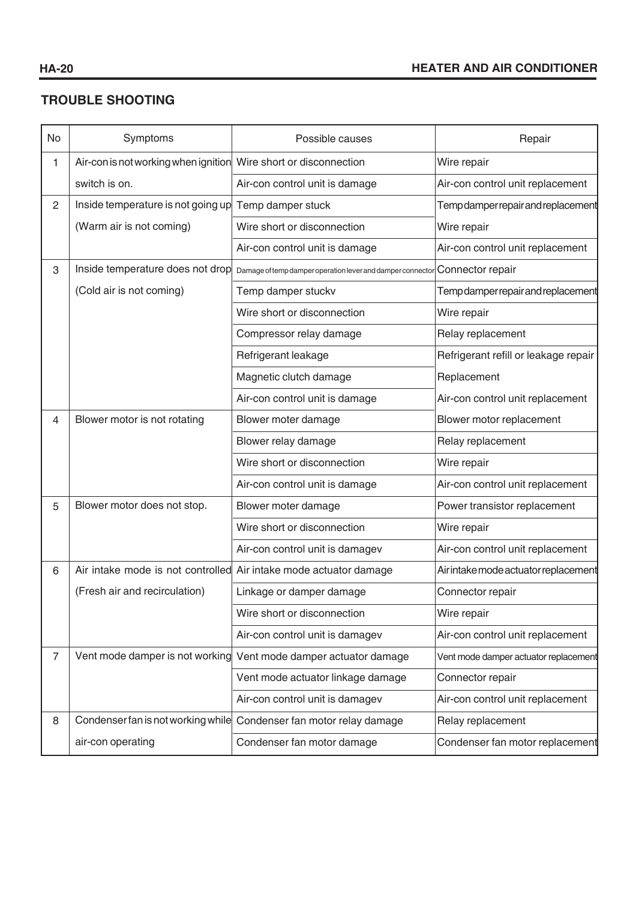## TROUBLE SHOOTING

| No | Symptoms | Possible causes | Repair |
|---|---|---|---|
| 1 | Air-con is not working when ignition switch is on. | Wire short or disconnection | Wire repair |
| | | Air-con control unit is damage | Air-con control unit replacement |
| 2 | Inside temperature is not going up (Warm air is not coming) | Temp damper stuck | Temp damper repair and replacement |
| | | Wire short or disconnection | Wire repair |
| | | Air-con control unit is damage | Air-con control unit replacement |
| 3 | Inside temperature does not drop (Cold air is not coming) | Damage of temp damper operation lever and damper connector | Connector repair |
| | | Temp damper stuckv | Temp damper repair and replacement |
| | | Wire short or disconnection | Wire repair |
| | | Compressor relay damage | Relay replacement |
| | | Refrigerant leakage | Refrigerant refill or leakage repair |
| | | Magnetic clutch damage | Replacement |
| | | Air-con control unit is damage | Air-con control unit replacement |
| 4 | Blower motor is not rotating | Blower moter damage | Blower motor replacement |
| | | Blower relay damage | Relay replacement |
| | | Wire short or disconnection | Wire repair |
| | | Air-con control unit is damage | Air-con control unit replacement |
| 5 | Blower motor does not stop. | Blower moter damage | Power transistor replacement |
| | | Wire short or disconnection | Wire repair |
| | | Air-con control unit is damagev | Air-con control unit replacement |
| 6 | Air intake mode is not controlled (Fresh air and recirculation) | Air intake mode actuator damage | Air intake mode actuator replacement |
| | | Linkage or damper damage | Connector repair |
| | | Wire short or disconnection | Wire repair |
| | | Air-con control unit is damagev | Air-con control unit replacement |
| 7 | Vent mode damper is not working | Vent mode damper actuator damage | Vent mode damper actuator replacement |
| | | Vent mode actuator linkage damage | Connector repair |
| | | Air-con control unit is damagev | Air-con control unit replacement |
| 8 | Condenser fan is not working while air-con operating | Condenser fan motor relay damage | Relay replacement |
| | | Condenser fan motor damage | Condenser fan motor replacement |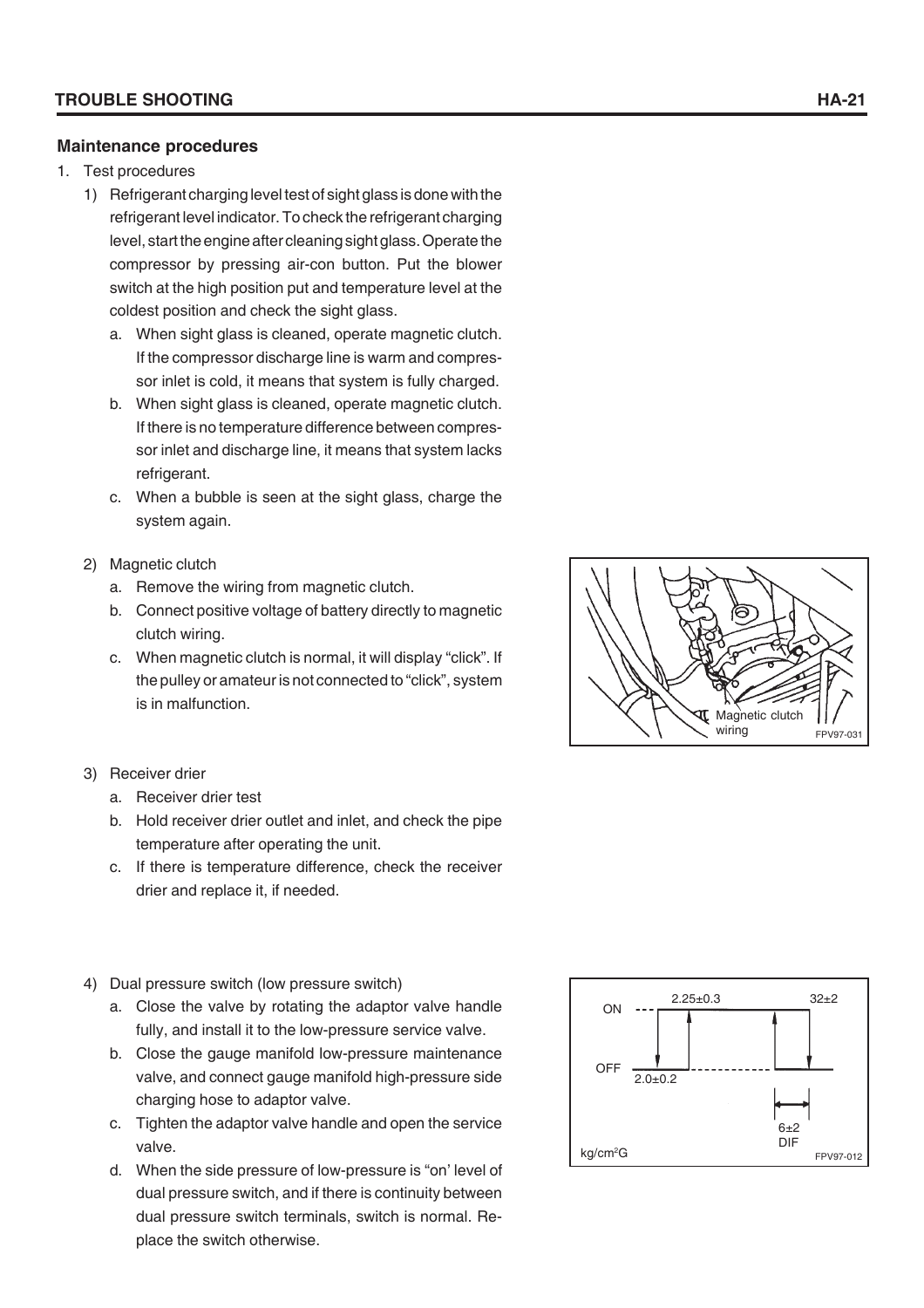## Maintenance procedures

1. Test procedures
   1) Refrigerant charging level test of sight glass is done with the refrigerant level indicator. To check the refrigerant charging level, start the engine after cleaning sight glass. Operate the compressor by pressing air-con button. Put the blower switch at the high position put and temperature level at the coldest position and check the sight glass.
      a. When sight glass is cleaned, operate magnetic clutch. If the compressor discharge line is warm and compressor inlet is cold, it means that system is fully charged.
      b. When sight glass is cleaned, operate magnetic clutch. If there is no temperature difference between compressor inlet and discharge line, it means that system lacks refrigerant.
      c. When a bubble is seen at the sight glass, charge the system again.
   2) Magnetic clutch
      a. Remove the wiring from magnetic clutch.
      b. Connect positive voltage of battery directly to magnetic clutch wiring.
      c. When magnetic clutch is normal, it will display "click". If the pulley or amateur is not connected to "click", system is in malfunction.

Magnetic clutch wiring

FPV97-031

   3) Receiver drier
      a. Receiver drier test
      b. Hold receiver drier outlet and inlet, and check the pipe temperature after operating the unit.
      c. If there is temperature difference, check the receiver drier and replace it, if needed.
   4) Dual pressure switch (low pressure switch)
      a. Close the valve by rotating the adaptor valve handle fully, and install it to the low-pressure service valve.
      b. Close the gauge manifold low-pressure maintenance valve, and connect gauge manifold high-pressure side charging hose to adaptor valve.
      c. Tighten the adaptor valve handle and open the service valve.
      d. When the side pressure of low-pressure is "on' level of dual pressure switch, and if there is continuity between dual pressure switch terminals, switch is normal. Replace the switch otherwise.

ON 2.25±0.3 32±2

OFF 2.0±0.2

6±2 DIF

$kg/cm^2G$

FPV97-012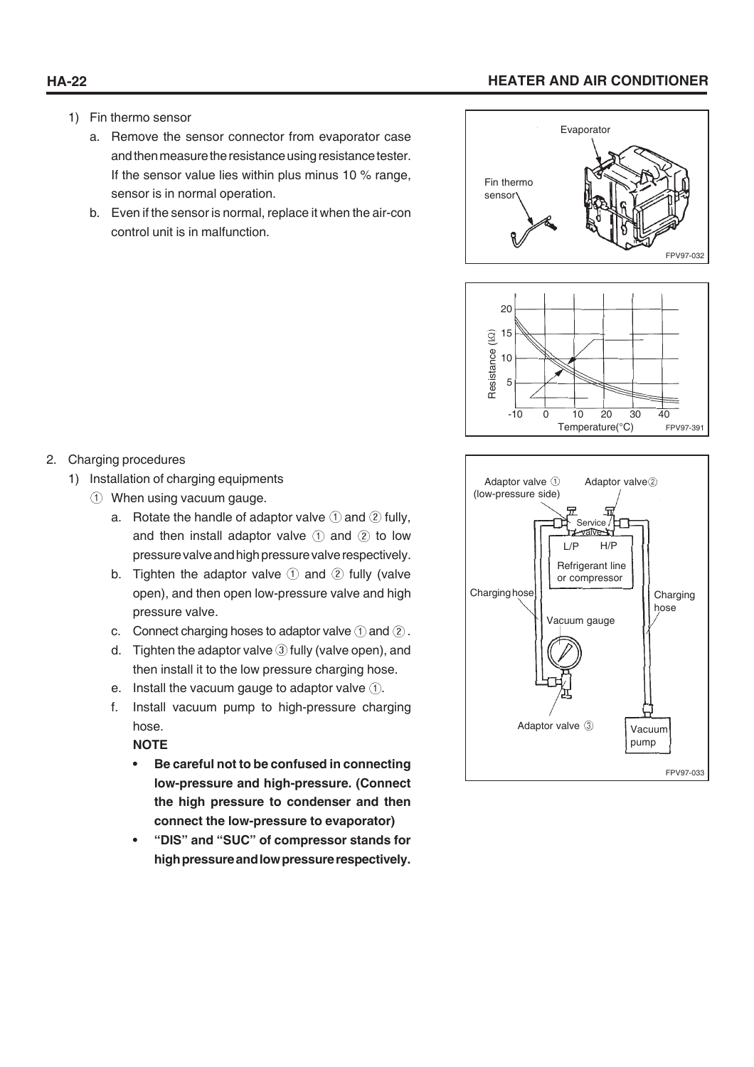1) Fin thermo sensor

   a. Remove the sensor connector from evaporator case and then measure the resistance using resistance tester. If the sensor value lies within plus minus 10 % range, sensor is in normal operation.

   b. Even if the sensor is normal, replace it when the air-con control unit is in malfunction.

FPV97-032

FPV97-391

2. Charging procedures

   1) Installation of charging equipments

      ① When using vacuum gauge.

      a. Rotate the handle of adaptor valve ① and ② fully, and then install adaptor valve ① and ② to low pressure valve and high pressure valve respectively.

      b. Tighten the adaptor valve ① and ② fully (valve open), and then open low-pressure valve and high pressure valve.

      c. Connect charging hoses to adaptor valve ① and ②.

      d. Tighten the adaptor valve ③ fully (valve open), and then install it to the low pressure charging hose.

      e. Install the vacuum gauge to adaptor valve ①.

      f. Install vacuum pump to high-pressure charging hose.

      **NOTE**

      - **Be careful not to be confused in connecting low-pressure and high-pressure. (Connect the high pressure to condenser and then connect the low-pressure to evaporator)**
      - **"DIS" and "SUC" of compressor stands for high pressure and low pressure respectively.**

FPV97-033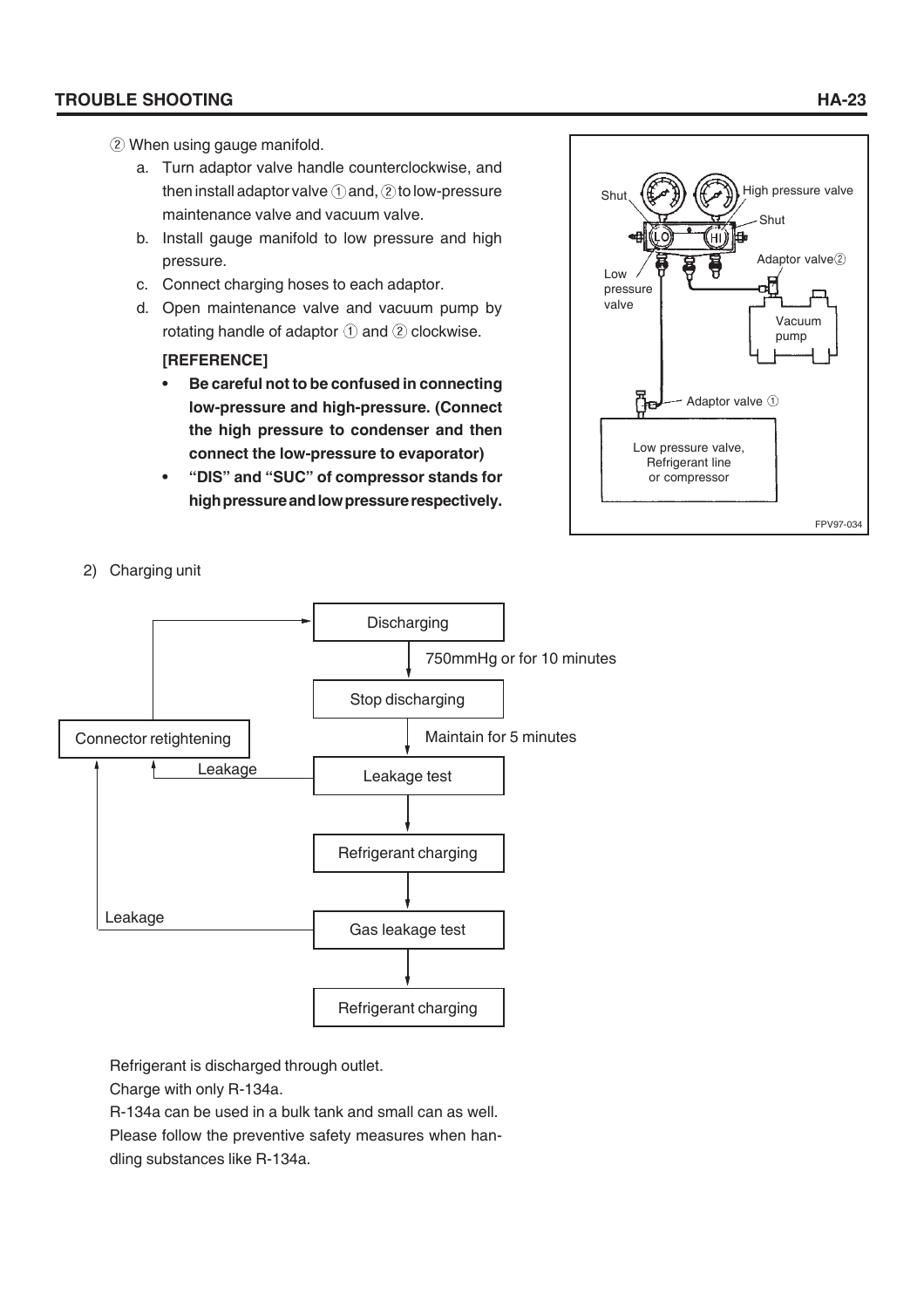② When using gauge manifold.

a. Turn adaptor valve handle counterclockwise, and then install adaptor valve ① and, ② to low-pressure maintenance valve and vacuum valve.
b. Install gauge manifold to low pressure and high pressure.
c. Connect charging hoses to each adaptor.
d. Open maintenance valve and vacuum pump by rotating handle of adaptor ① and ② clockwise.

**[REFERENCE]**

- **Be careful not to be confused in connecting low-pressure and high-pressure. (Connect the high pressure to condenser and then connect the low-pressure to evaporator)**
- **"DIS" and "SUC" of compressor stands for high pressure and low pressure respectively.**

Shut — High pressure valve — Shut — Low pressure valve — Adaptor valve② — Vacuum pump — Adaptor valve ① — Low pressure valve, Refrigerant line or compressor

FPV97-034

2) Charging unit

Discharging → (750mmHg or for 10 minutes) → Stop discharging → (Maintain for 5 minutes) → Leakage test → Refrigerant charging → Gas leakage test → Refrigerant charging

Leakage test → Leakage → Connector retightening → Discharging

Gas leakage test → Leakage → Connector retightening

Refrigerant is discharged through outlet.
Charge with only R-134a.
R-134a can be used in a bulk tank and small can as well.
Please follow the preventive safety measures when handling substances like R-134a.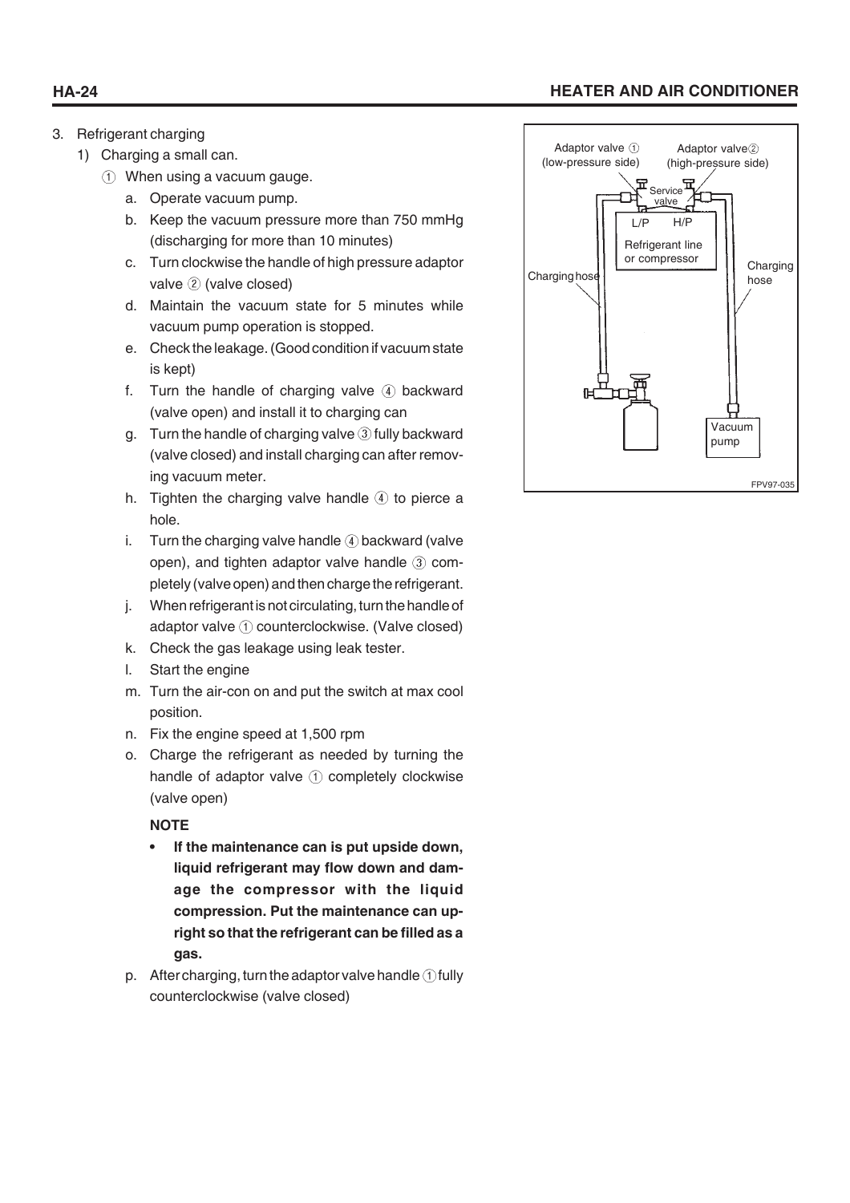3. Refrigerant charging
   1) Charging a small can.
      ① When using a vacuum gauge.
         a. Operate vacuum pump.
         b. Keep the vacuum pressure more than 750 mmHg (discharging for more than 10 minutes)
         c. Turn clockwise the handle of high pressure adaptor valve ② (valve closed)
         d. Maintain the vacuum state for 5 minutes while vacuum pump operation is stopped.
         e. Check the leakage. (Good condition if vacuum state is kept)
         f. Turn the handle of charging valve ④ backward (valve open) and install it to charging can
         g. Turn the handle of charging valve ③ fully backward (valve closed) and install charging can after removing vacuum meter.
         h. Tighten the charging valve handle ④ to pierce a hole.
         i. Turn the charging valve handle ④ backward (valve open), and tighten adaptor valve handle ③ completely (valve open) and then charge the refrigerant.
         j. When refrigerant is not circulating, turn the handle of adaptor valve ① counterclockwise. (Valve closed)
         k. Check the gas leakage using leak tester.
         l. Start the engine
         m. Turn the air-con on and put the switch at max cool position.
         n. Fix the engine speed at 1,500 rpm
         o. Charge the refrigerant as needed by turning the handle of adaptor valve ① completely clockwise (valve open)

         **NOTE**

         - **If the maintenance can is put upside down, liquid refrigerant may flow down and damage the compressor with the liquid compression. Put the maintenance can upright so that the refrigerant can be filled as a gas.**

         p. After charging, turn the adaptor valve handle ① fully counterclockwise (valve closed)

Adaptor valve ① (low-pressure side)
Adaptor valve② (high-pressure side)
Service valve
L/P H/P
Refrigerant line or compressor
Charging hose
Charging hose
Vacuum pump
FPV97-035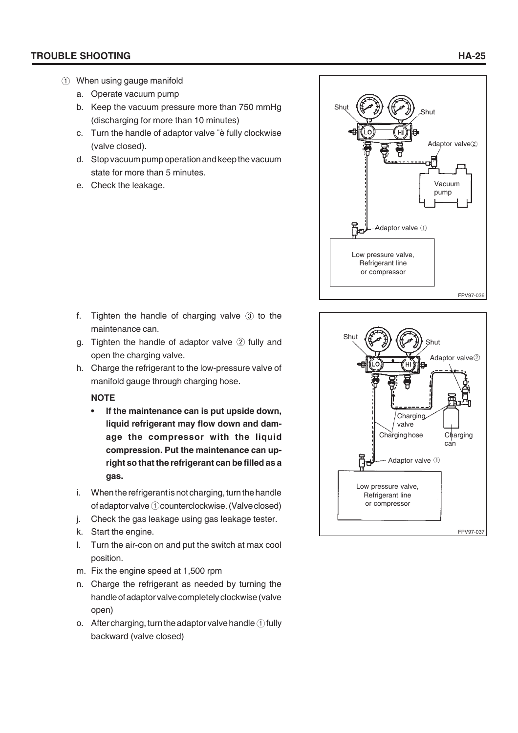① When using gauge manifold

a. Operate vacuum pump
b. Keep the vacuum pressure more than 750 mmHg (discharging for more than 10 minutes)
c. Turn the handle of adaptor valve ¨è fully clockwise (valve closed).
d. Stop vacuum pump operation and keep the vacuum state for more than 5 minutes.
e. Check the leakage.

Shut
Shut
LO
HI
Adaptor valve②
Vacuum pump
Adaptor valve ①
Low pressure valve, Refrigerant line or compressor

FPV97-036

f. Tighten the handle of charging valve ③ to the maintenance can.
g. Tighten the handle of adaptor valve ② fully and open the charging valve.
h. Charge the refrigerant to the low-pressure valve of manifold gauge through charging hose.

**NOTE**

- **If the maintenance can is put upside down, liquid refrigerant may flow down and damage the compressor with the liquid compression. Put the maintenance can upright so that the refrigerant can be filled as a gas.**

i. When the refrigerant is not charging, turn the handle of adaptor valve ① counterclockwise. (Valve closed)
j. Check the gas leakage using gas leakage tester.
k. Start the engine.
l. Turn the air-con on and put the switch at max cool position.
m. Fix the engine speed at 1,500 rpm
n. Charge the refrigerant as needed by turning the handle of adaptor valve completely clockwise (valve open)
o. After charging, turn the adaptor valve handle ① fully backward (valve closed)

Shut
Shut
LO
HI
Adaptor valve②
Charging valve
Charging hose
Charging can
Adaptor valve ①
Low pressure valve, Refrigerant line or compressor

FPV97-037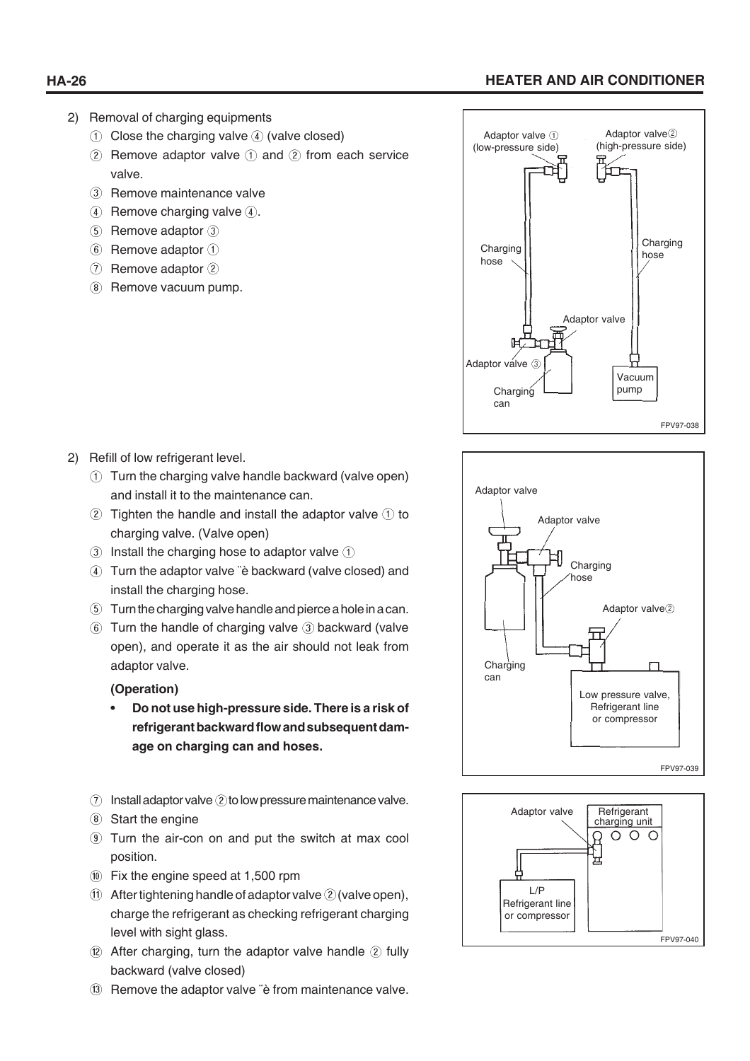2) Removal of charging equipments

① Close the charging valve ④ (valve closed)

② Remove adaptor valve ① and ② from each service valve.

③ Remove maintenance valve

④ Remove charging valve ④.

⑤ Remove adaptor ③

⑥ Remove adaptor ①

⑦ Remove adaptor ②

⑧ Remove vacuum pump.

Adaptor valve ① (low-pressure side)

Adaptor valve② (high-pressure side)

Charging hose

Charging hose

Adaptor valve

Adaptor valve ③

Charging can

Vacuum pump

FPV97-038

2) Refill of low refrigerant level.

① Turn the charging valve handle backward (valve open) and install it to the maintenance can.

② Tighten the handle and install the adaptor valve ① to charging valve. (Valve open)

③ Install the charging hose to adaptor valve ①

④ Turn the adaptor valve ¨è backward (valve closed) and install the charging hose.

⑤ Turn the charging valve handle and pierce a hole in a can.

⑥ Turn the handle of charging valve ③ backward (valve open), and operate it as the air should not leak from adaptor valve.

**(Operation)**

- **Do not use high-pressure side. There is a risk of refrigerant backward flow and subsequent damage on charging can and hoses.**

⑦ Install adaptor valve ② to low pressure maintenance valve.

⑧ Start the engine

⑨ Turn the air-con on and put the switch at max cool position.

⑩ Fix the engine speed at 1,500 rpm

⑪ After tightening handle of adaptor valve ② (valve open), charge the refrigerant as checking refrigerant charging level with sight glass.

⑫ After charging, turn the adaptor valve handle ② fully backward (valve closed)

⑬ Remove the adaptor valve ¨è from maintenance valve.

Adaptor valve

Adaptor valve

Charging hose

Adaptor valve②

Charging can

Low pressure valve, Refrigerant line or compressor

FPV97-039

Adaptor valve

Refrigerant charging unit

L/P Refrigerant line or compressor

FPV97-040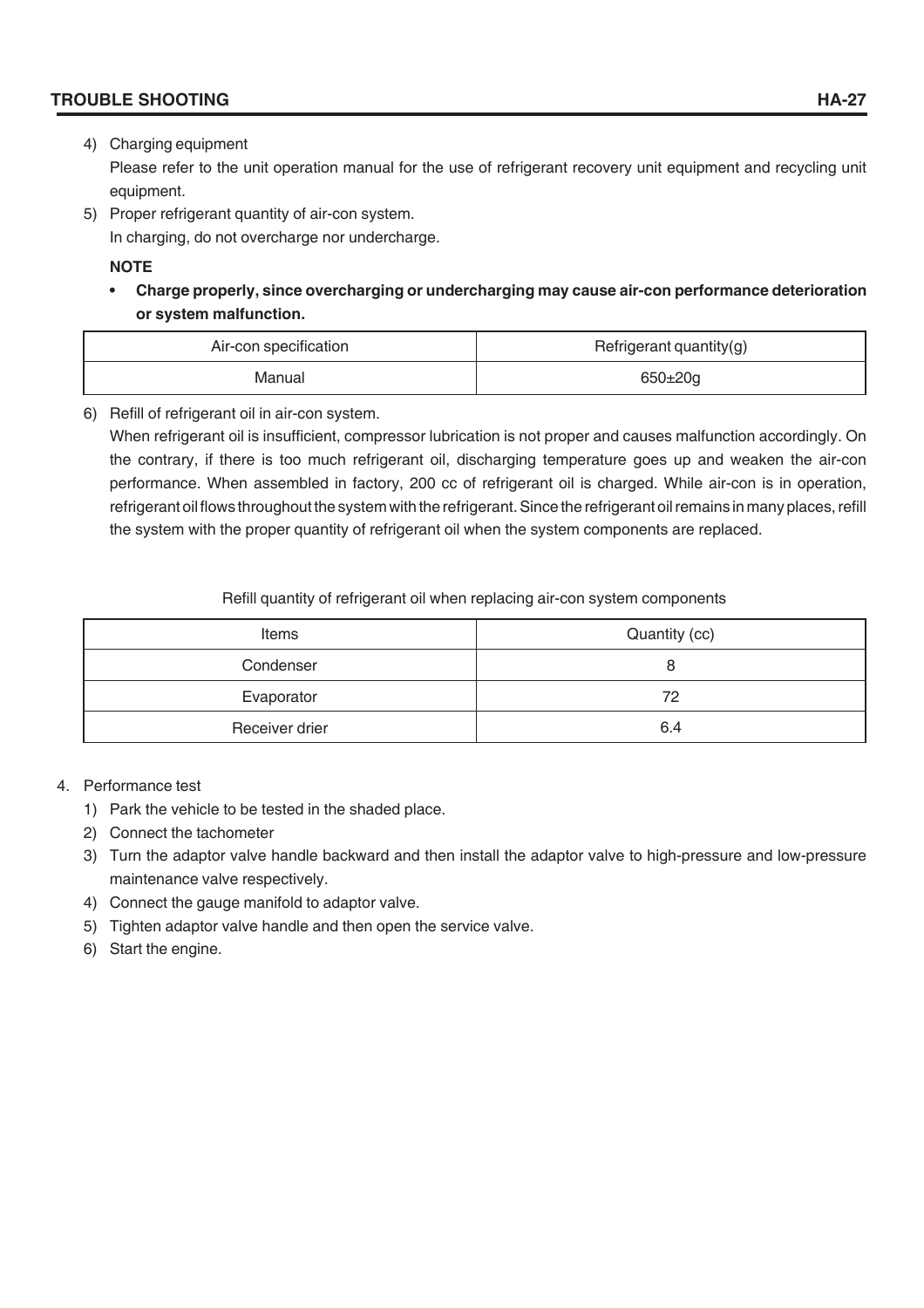4) Charging equipment

Please refer to the unit operation manual for the use of refrigerant recovery unit equipment and recycling unit equipment.

5) Proper refrigerant quantity of air-con system.

In charging, do not overcharge nor undercharge.

**NOTE**

- **Charge properly, since overcharging or undercharging may cause air-con performance deterioration or system malfunction.**

| Air-con specification | Refrigerant quantity(g) |
|---|---|
| Manual | 650±20g |

6) Refill of refrigerant oil in air-con system.

When refrigerant oil is insufficient, compressor lubrication is not proper and causes malfunction accordingly. On the contrary, if there is too much refrigerant oil, discharging temperature goes up and weaken the air-con performance. When assembled in factory, 200 cc of refrigerant oil is charged. While air-con is in operation, refrigerant oil flows throughout the system with the refrigerant. Since the refrigerant oil remains in many places, refill the system with the proper quantity of refrigerant oil when the system components are replaced.

Refill quantity of refrigerant oil when replacing air-con system components

| Items | Quantity (cc) |
|---|---|
| Condenser | 8 |
| Evaporator | 72 |
| Receiver drier | 6.4 |

4. Performance test

1) Park the vehicle to be tested in the shaded place.
2) Connect the tachometer
3) Turn the adaptor valve handle backward and then install the adaptor valve to high-pressure and low-pressure maintenance valve respectively.
4) Connect the gauge manifold to adaptor valve.
5) Tighten adaptor valve handle and then open the service valve.
6) Start the engine.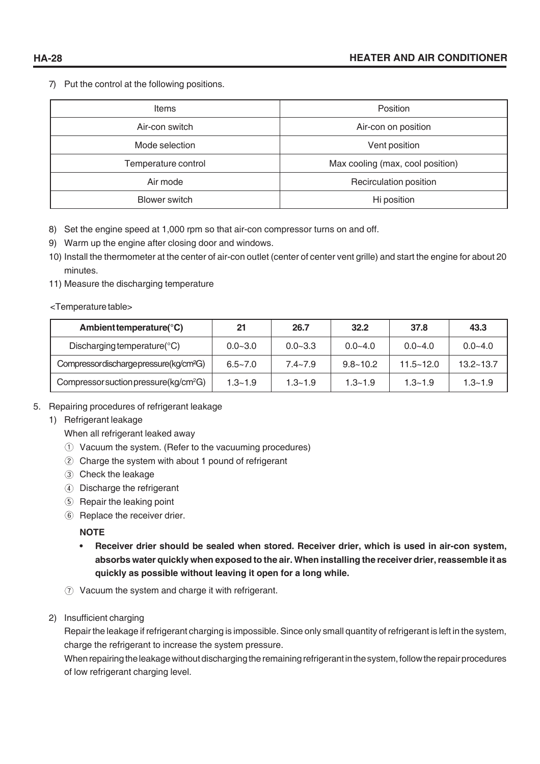7) Put the control at the following positions.

| Items | Position |
|---|---|
| Air-con switch | Air-con on position |
| Mode selection | Vent position |
| Temperature control | Max cooling (max, cool position) |
| Air mode | Recirculation position |
| Blower switch | Hi position |

8) Set the engine speed at 1,000 rpm so that air-con compressor turns on and off.
9) Warm up the engine after closing door and windows.
10) Install the thermometer at the center of air-con outlet (center of center vent grille) and start the engine for about 20 minutes.
11) Measure the discharging temperature

<Temperature table>

| **Ambient temperature(°C)** | **21** | **26.7** | **32.2** | **37.8** | **43.3** |
|---|---|---|---|---|---|
| Discharging temperature(°C) | 0.0~3.0 | 0.0~3.3 | 0.0~4.0 | 0.0~4.0 | 0.0~4.0 |
| Compressor discharge pressure(kg/cm²G) | 6.5~7.0 | 7.4~7.9 | 9.8~10.2 | 11.5~12.0 | 13.2~13.7 |
| Compressor suction pressure(kg/cm²G) | 1.3~1.9 | 1.3~1.9 | 1.3~1.9 | 1.3~1.9 | 1.3~1.9 |

5. Repairing procedures of refrigerant leakage
   1) Refrigerant leakage

      When all refrigerant leaked away

      ① Vacuum the system. (Refer to the vacuuming procedures)

      ② Charge the system with about 1 pound of refrigerant

      ③ Check the leakage

      ④ Discharge the refrigerant

      ⑤ Repair the leaking point

      ⑥ Replace the receiver drier.

      **NOTE**

      - **Receiver drier should be sealed when stored. Receiver drier, which is used in air-con system, absorbs water quickly when exposed to the air. When installing the receiver drier, reassemble it as quickly as possible without leaving it open for a long while.**

      ⑦ Vacuum the system and charge it with refrigerant.

   2) Insufficient charging

      Repair the leakage if refrigerant charging is impossible. Since only small quantity of refrigerant is left in the system, charge the refrigerant to increase the system pressure.

      When repairing the leakage without discharging the remaining refrigerant in the system, follow the repair procedures of low refrigerant charging level.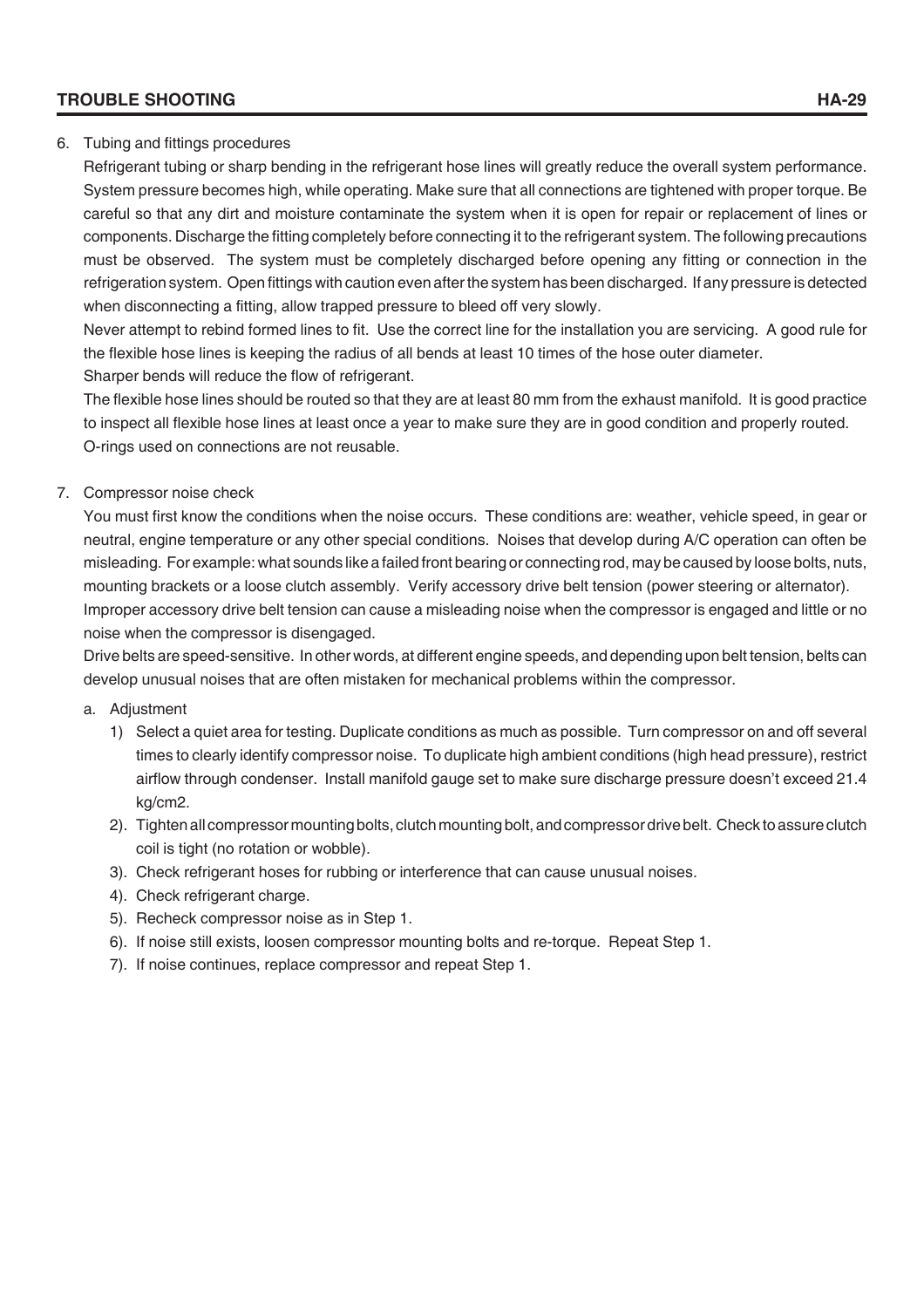6. Tubing and fittings procedures

   Refrigerant tubing or sharp bending in the refrigerant hose lines will greatly reduce the overall system performance. System pressure becomes high, while operating. Make sure that all connections are tightened with proper torque. Be careful so that any dirt and moisture contaminate the system when it is open for repair or replacement of lines or components. Discharge the fitting completely before connecting it to the refrigerant system. The following precautions must be observed. The system must be completely discharged before opening any fitting or connection in the refrigeration system. Open fittings with caution even after the system has been discharged. If any pressure is detected when disconnecting a fitting, allow trapped pressure to bleed off very slowly.

   Never attempt to rebind formed lines to fit. Use the correct line for the installation you are servicing. A good rule for the flexible hose lines is keeping the radius of all bends at least 10 times of the hose outer diameter.

   Sharper bends will reduce the flow of refrigerant.

   The flexible hose lines should be routed so that they are at least 80 mm from the exhaust manifold. It is good practice to inspect all flexible hose lines at least once a year to make sure they are in good condition and properly routed.

   O-rings used on connections are not reusable.

7. Compressor noise check

   You must first know the conditions when the noise occurs. These conditions are: weather, vehicle speed, in gear or neutral, engine temperature or any other special conditions. Noises that develop during A/C operation can often be misleading. For example: what sounds like a failed front bearing or connecting rod, may be caused by loose bolts, nuts, mounting brackets or a loose clutch assembly. Verify accessory drive belt tension (power steering or alternator).

   Improper accessory drive belt tension can cause a misleading noise when the compressor is engaged and little or no noise when the compressor is disengaged.

   Drive belts are speed-sensitive. In other words, at different engine speeds, and depending upon belt tension, belts can develop unusual noises that are often mistaken for mechanical problems within the compressor.

   a. Adjustment

      1) Select a quiet area for testing. Duplicate conditions as much as possible. Turn compressor on and off several times to clearly identify compressor noise. To duplicate high ambient conditions (high head pressure), restrict airflow through condenser. Install manifold gauge set to make sure discharge pressure doesn't exceed 21.4 kg/cm2.
      2). Tighten all compressor mounting bolts, clutch mounting bolt, and compressor drive belt. Check to assure clutch coil is tight (no rotation or wobble).
      3). Check refrigerant hoses for rubbing or interference that can cause unusual noises.
      4). Check refrigerant charge.
      5). Recheck compressor noise as in Step 1.
      6). If noise still exists, loosen compressor mounting bolts and re-torque. Repeat Step 1.
      7). If noise continues, replace compressor and repeat Step 1.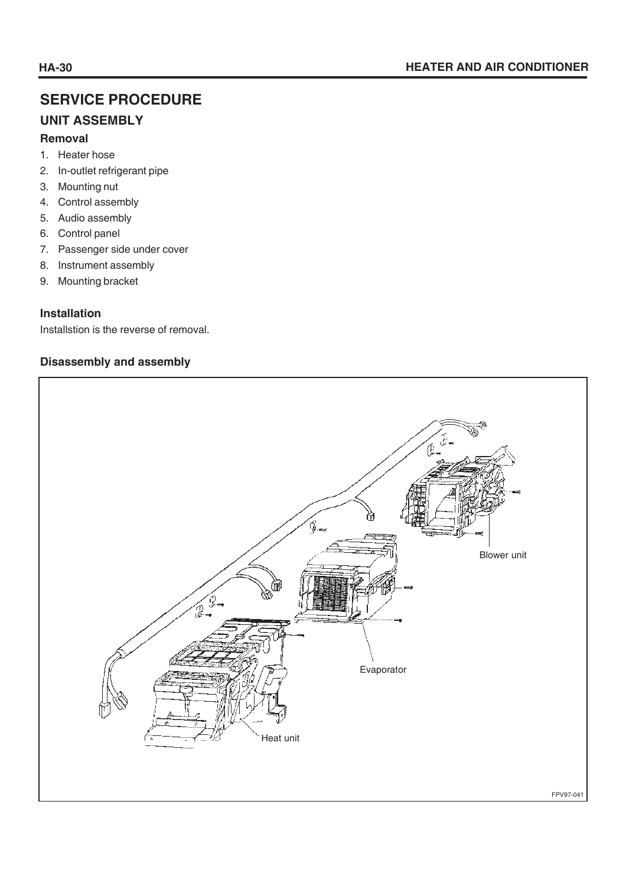# SERVICE PROCEDURE

## UNIT ASSEMBLY

### Removal

1. Heater hose
2. In-outlet refrigerant pipe
3. Mounting nut
4. Control assembly
5. Audio assembly
6. Control panel
7. Passenger side under cover
8. Instrument assembly
9. Mounting bracket

### Installation

Installstion is the reverse of removal.

### Disassembly and assembly

Blower unit

Evaporator

Heat unit

FPV97-041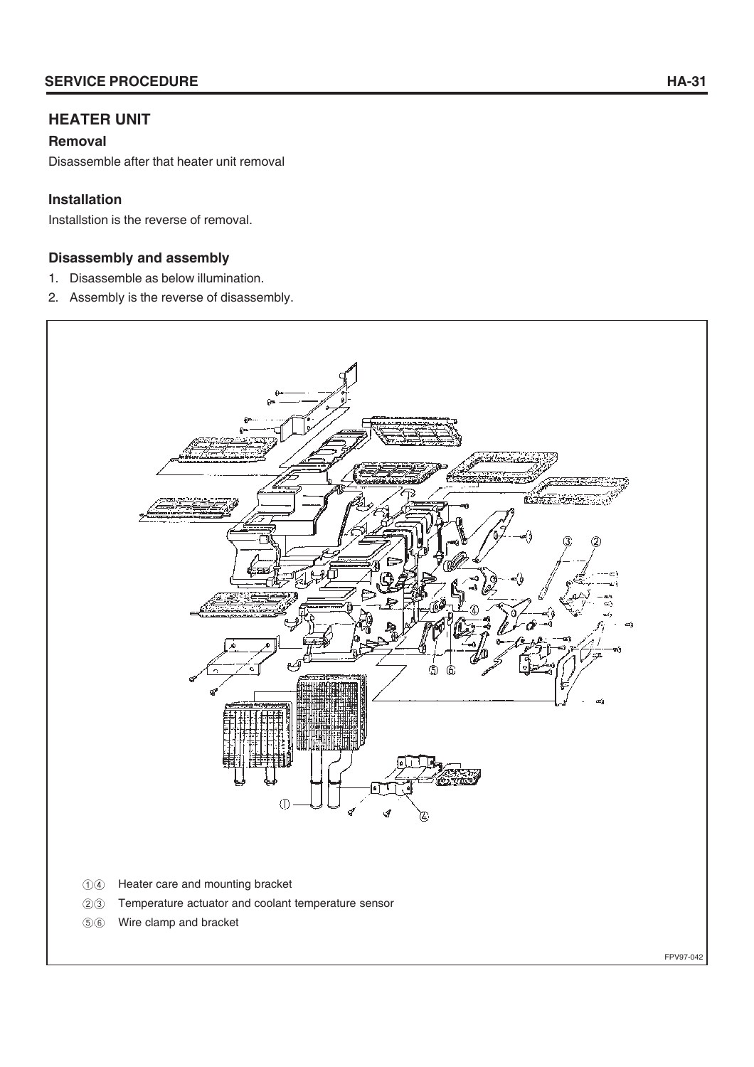## HEATER UNIT

### Removal

Disassemble after that heater unit removal

### Installation

Installstion is the reverse of removal.

### Disassembly and assembly

1. Disassemble as below illumination.
2. Assembly is the reverse of disassembly.

①④ Heater care and mounting bracket

②③ Temperature actuator and coolant temperature sensor

⑤⑥ Wire clamp and bracket

FPV97-042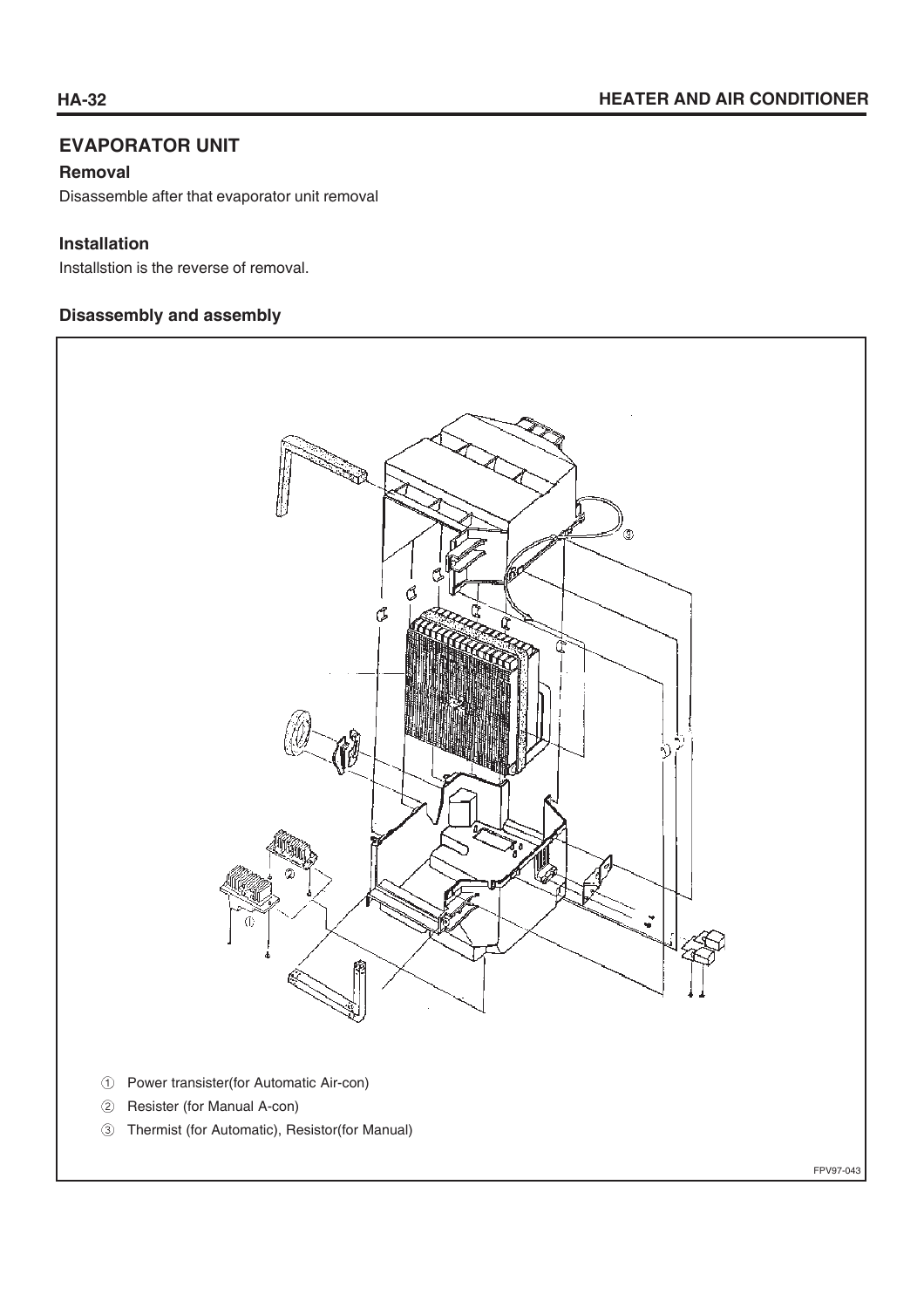## EVAPORATOR UNIT

### Removal

Disassemble after that evaporator unit removal

### Installation

Installstion is the reverse of removal.

### Disassembly and assembly

① Power transister(for Automatic Air-con)

② Resister (for Manual A-con)

③ Thermist (for Automatic), Resistor(for Manual)

FPV97-043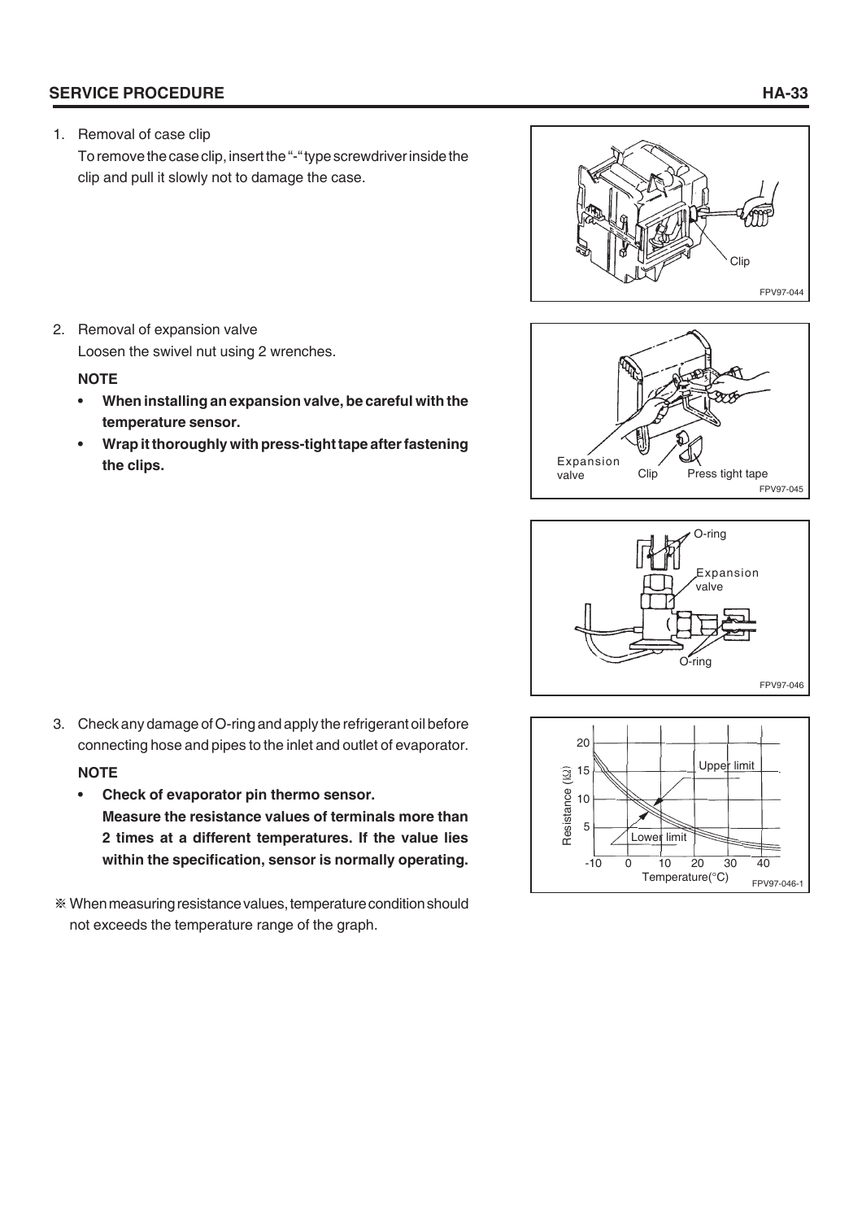## SERVICE PROCEDURE

1. Removal of case clip

   To remove the case clip, insert the "-" type screwdriver inside the clip and pull it slowly not to damage the case.

   Clip

   FPV97-044

2. Removal of expansion valve

   Loosen the swivel nut using 2 wrenches.

   **NOTE**

   - **When installing an expansion valve, be careful with the temperature sensor.**
   - **Wrap it thoroughly with press-tight tape after fastening the clips.**

   Expansion valve   Clip   Press tight tape

   FPV97-045

   O-ring

   Expansion valve

   O-ring

   FPV97-046

3. Check any damage of O-ring and apply the refrigerant oil before connecting hose and pipes to the inlet and outlet of evaporator.

   **NOTE**

   - **Check of evaporator pin thermo sensor.**
     **Measure the resistance values of terminals more than 2 times at a different temperatures. If the value lies within the specification, sensor is normally operating.**

※ When measuring resistance values, temperature condition should not exceeds the temperature range of the graph.

Resistance (kΩ)   Upper limit   Lower limit   Temperature(°C)

FPV97-046-1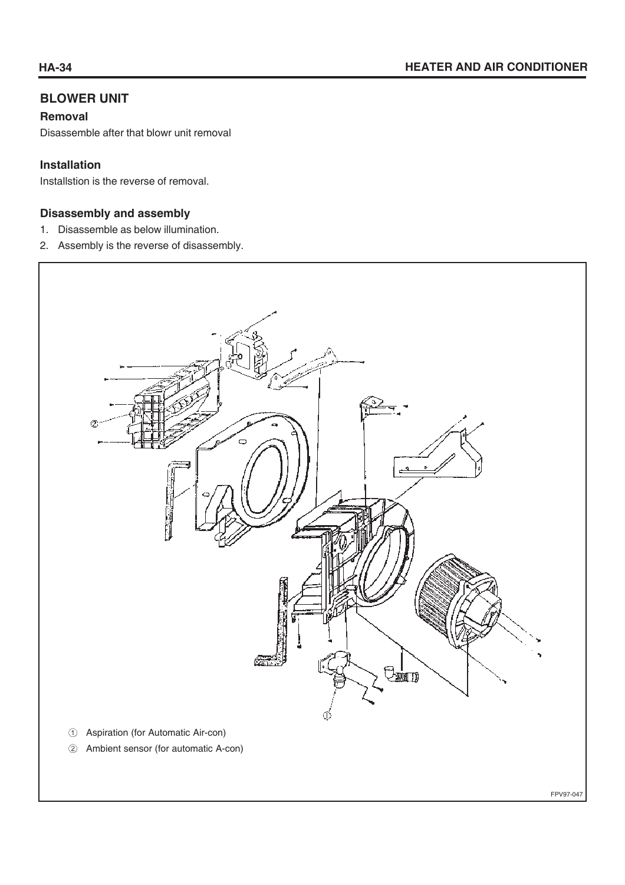## BLOWER UNIT

### Removal

Disassemble after that blowr unit removal

### Installation

Installstion is the reverse of removal.

### Disassembly and assembly

1. Disassemble as below illumination.
2. Assembly is the reverse of disassembly.

① Aspiration (for Automatic Air-con)

② Ambient sensor (for automatic A-con)

FPV97-047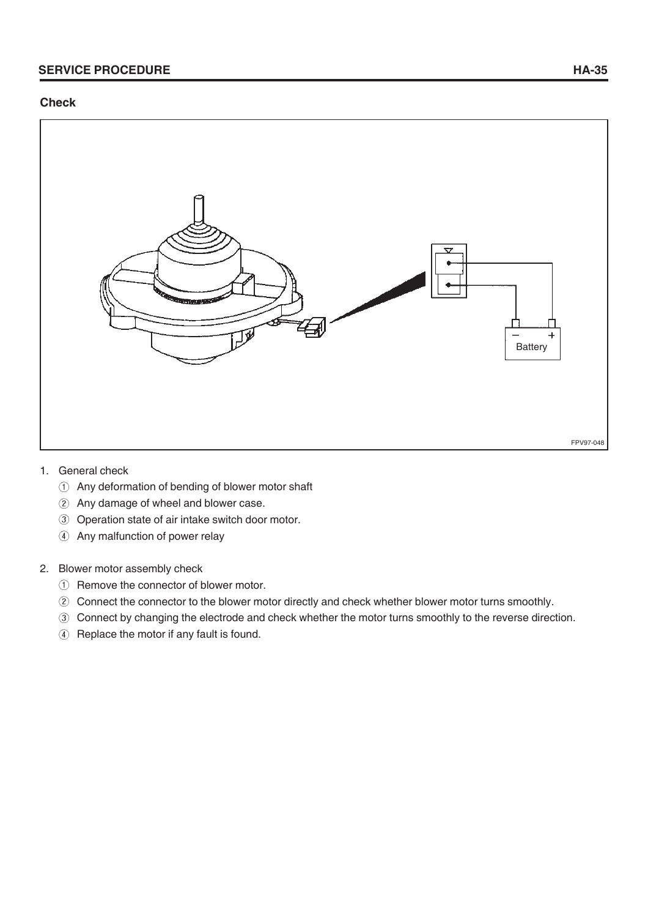## Check

1. General check
   ① Any deformation of bending of blower motor shaft
   ② Any damage of wheel and blower case.
   ③ Operation state of air intake switch door motor.
   ④ Any malfunction of power relay

2. Blower motor assembly check
   ① Remove the connector of blower motor.
   ② Connect the connector to the blower motor directly and check whether blower motor turns smoothly.
   ③ Connect by changing the electrode and check whether the motor turns smoothly to the reverse direction.
   ④ Replace the motor if any fault is found.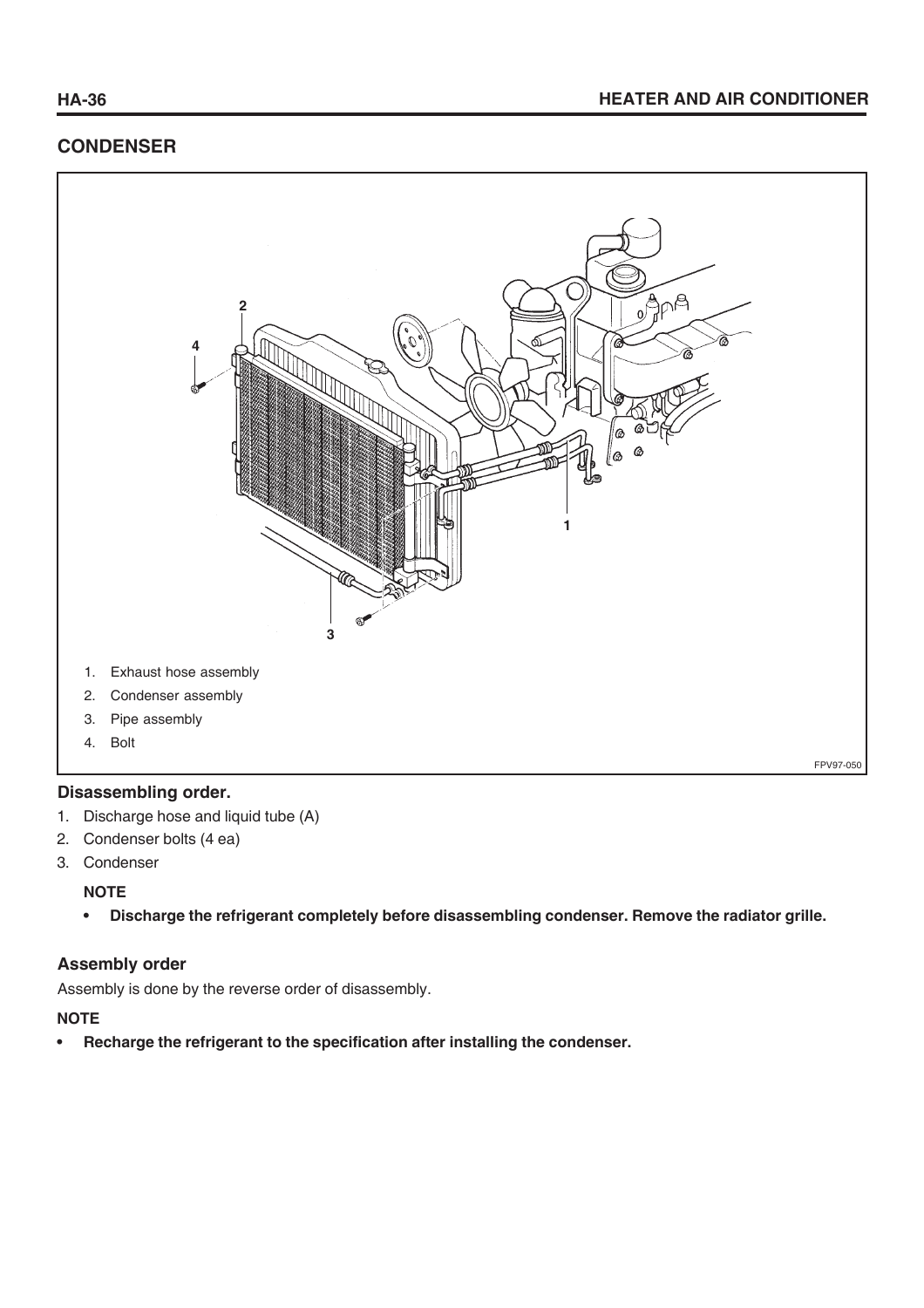## CONDENSER

1. Exhaust hose assembly
2. Condenser assembly
3. Pipe assembly
4. Bolt

FPV97-050

### Disassembling order.

1. Discharge hose and liquid tube (A)
2. Condenser bolts (4 ea)
3. Condenser

**NOTE**

- **Discharge the refrigerant completely before disassembling condenser. Remove the radiator grille.**

### Assembly order

Assembly is done by the reverse order of disassembly.

**NOTE**

- **Recharge the refrigerant to the specification after installing the condenser.**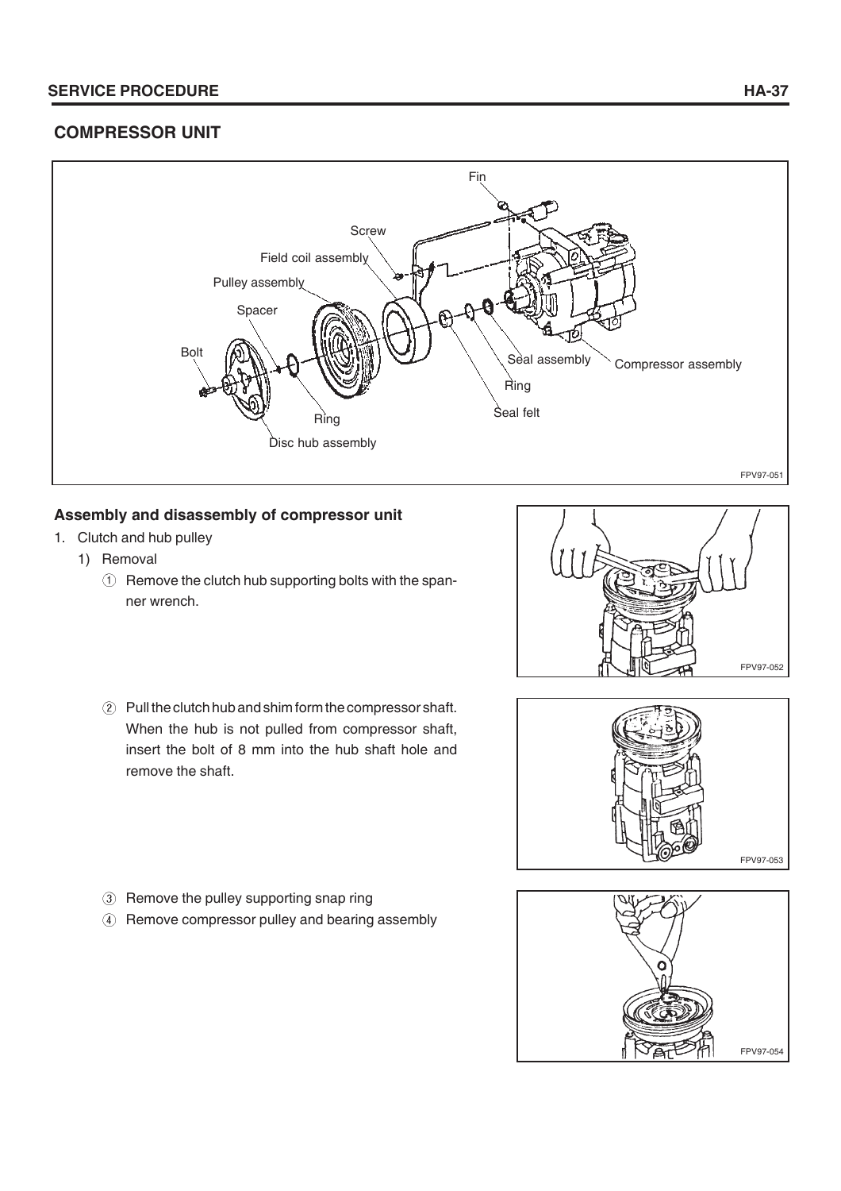## COMPRESSOR UNIT

Fin

Screw

Field coil assembly

Pulley assembly

Spacer

Bolt

Seal assembly

Compressor assembly

Ring

Seal felt

Ring

Disc hub assembly

FPV97-051

### Assembly and disassembly of compressor unit

1. Clutch and hub pulley
   1) Removal
      ① Remove the clutch hub supporting bolts with the spanner wrench.

FPV97-052

      ② Pull the clutch hub and shim form the compressor shaft. When the hub is not pulled from compressor shaft, insert the bolt of 8 mm into the hub shaft hole and remove the shaft.

FPV97-053

      ③ Remove the pulley supporting snap ring
      ④ Remove compressor pulley and bearing assembly

FPV97-054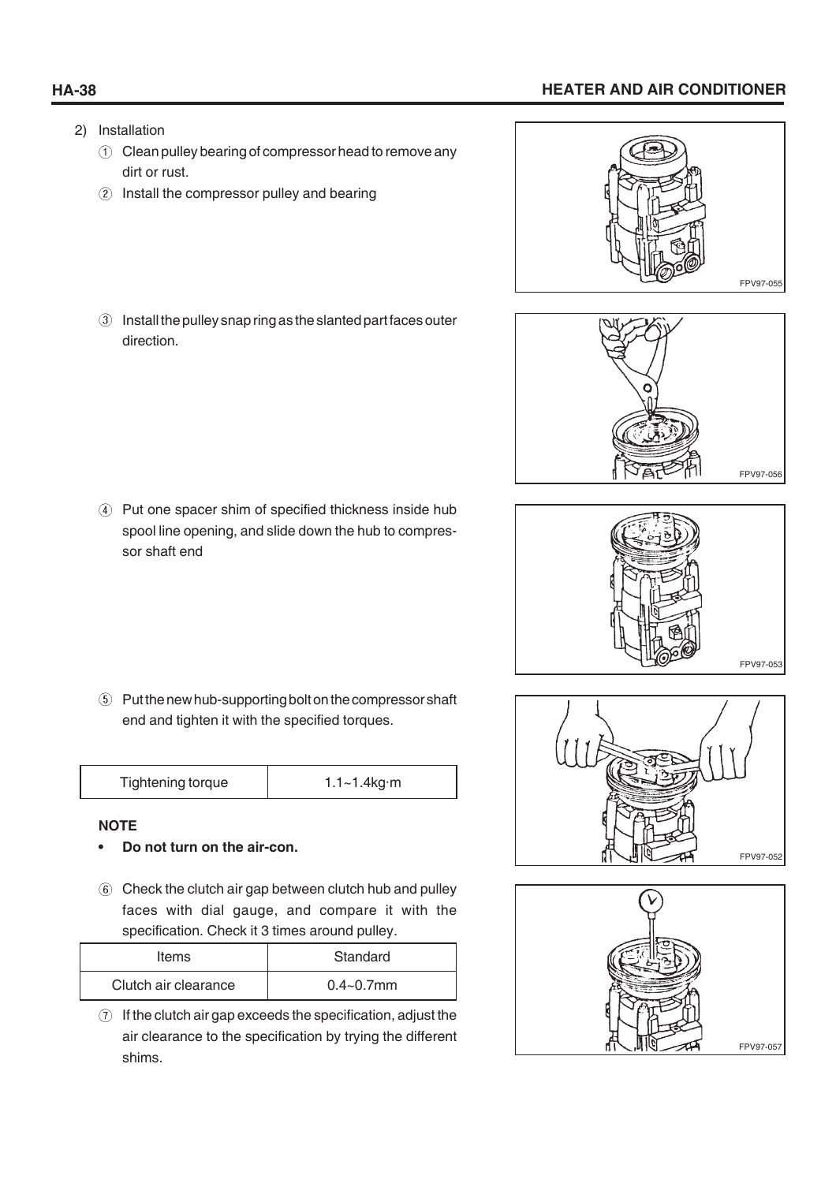2) Installation

① Clean pulley bearing of compressor head to remove any dirt or rust.

② Install the compressor pulley and bearing

FPV97-055

③ Install the pulley snap ring as the slanted part faces outer direction.

FPV97-056

④ Put one spacer shim of specified thickness inside hub spool line opening, and slide down the hub to compressor shaft end

FPV97-053

⑤ Put the new hub-supporting bolt on the compressor shaft end and tighten it with the specified torques.

| Tightening torque | 1.1~1.4kg·m |
|---|---|

**NOTE**

- **Do not turn on the air-con.**

FPV97-052

⑥ Check the clutch air gap between clutch hub and pulley faces with dial gauge, and compare it with the specification. Check it 3 times around pulley.

| Items | Standard |
|---|---|
| Clutch air clearance | 0.4~0.7mm |

⑦ If the clutch air gap exceeds the specification, adjust the air clearance to the specification by trying the different shims.

FPV97-057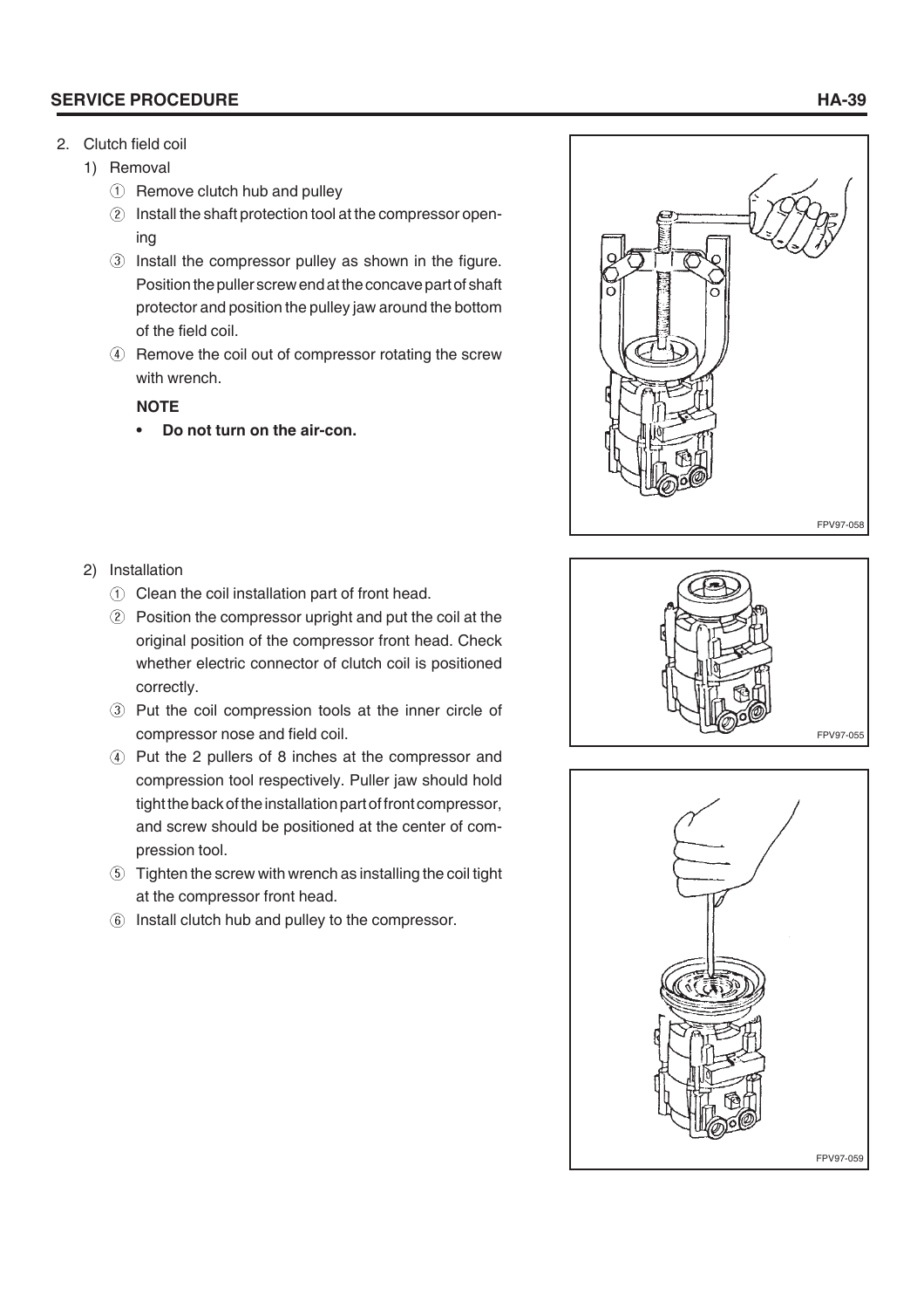2. Clutch field coil

   1) Removal

      ① Remove clutch hub and pulley

      ② Install the shaft protection tool at the compressor opening

      ③ Install the compressor pulley as shown in the figure. Position the puller screw end at the concave part of shaft protector and position the pulley jaw around the bottom of the field coil.

      ④ Remove the coil out of compressor rotating the screw with wrench.

      **NOTE**

      - **Do not turn on the air-con.**

FPV97-058

   2) Installation

      ① Clean the coil installation part of front head.

      ② Position the compressor upright and put the coil at the original position of the compressor front head. Check whether electric connector of clutch coil is positioned correctly.

      ③ Put the coil compression tools at the inner circle of compressor nose and field coil.

      ④ Put the 2 pullers of 8 inches at the compressor and compression tool respectively. Puller jaw should hold tight the back of the installation part of front compressor, and screw should be positioned at the center of compression tool.

      ⑤ Tighten the screw with wrench as installing the coil tight at the compressor front head.

      ⑥ Install clutch hub and pulley to the compressor.

FPV97-055

FPV97-059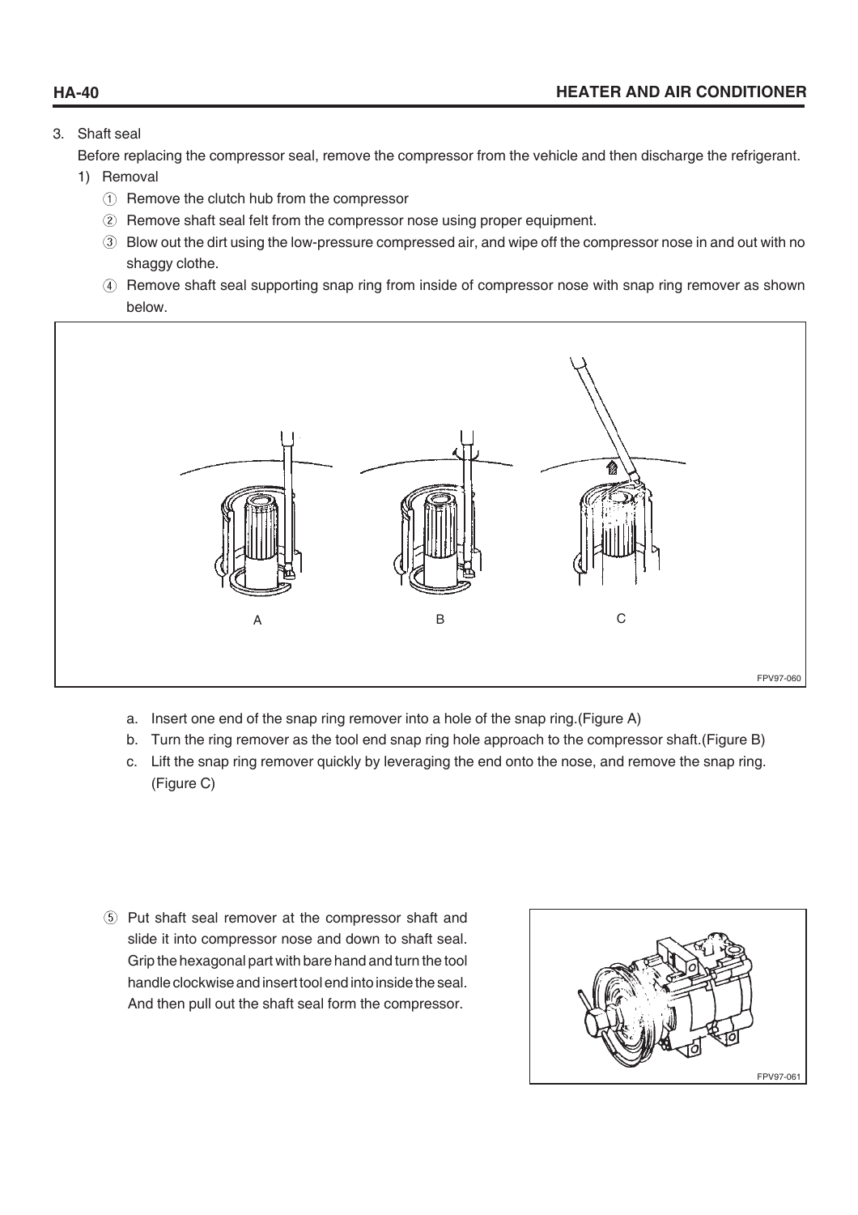3. Shaft seal

   Before replacing the compressor seal, remove the compressor from the vehicle and then discharge the refrigerant.

   1) Removal

      ① Remove the clutch hub from the compressor

      ② Remove shaft seal felt from the compressor nose using proper equipment.

      ③ Blow out the dirt using the low-pressure compressed air, and wipe off the compressor nose in and out with no shaggy clothe.

      ④ Remove shaft seal supporting snap ring from inside of compressor nose with snap ring remover as shown below.

A B C

FPV97-060

a. Insert one end of the snap ring remover into a hole of the snap ring.(Figure A)

b. Turn the ring remover as the tool end snap ring hole approach to the compressor shaft.(Figure B)

c. Lift the snap ring remover quickly by leveraging the end onto the nose, and remove the snap ring.(Figure C)

⑤ Put shaft seal remover at the compressor shaft and slide it into compressor nose and down to shaft seal. Grip the hexagonal part with bare hand and turn the tool handle clockwise and insert tool end into inside the seal. And then pull out the shaft seal form the compressor.

FPV97-061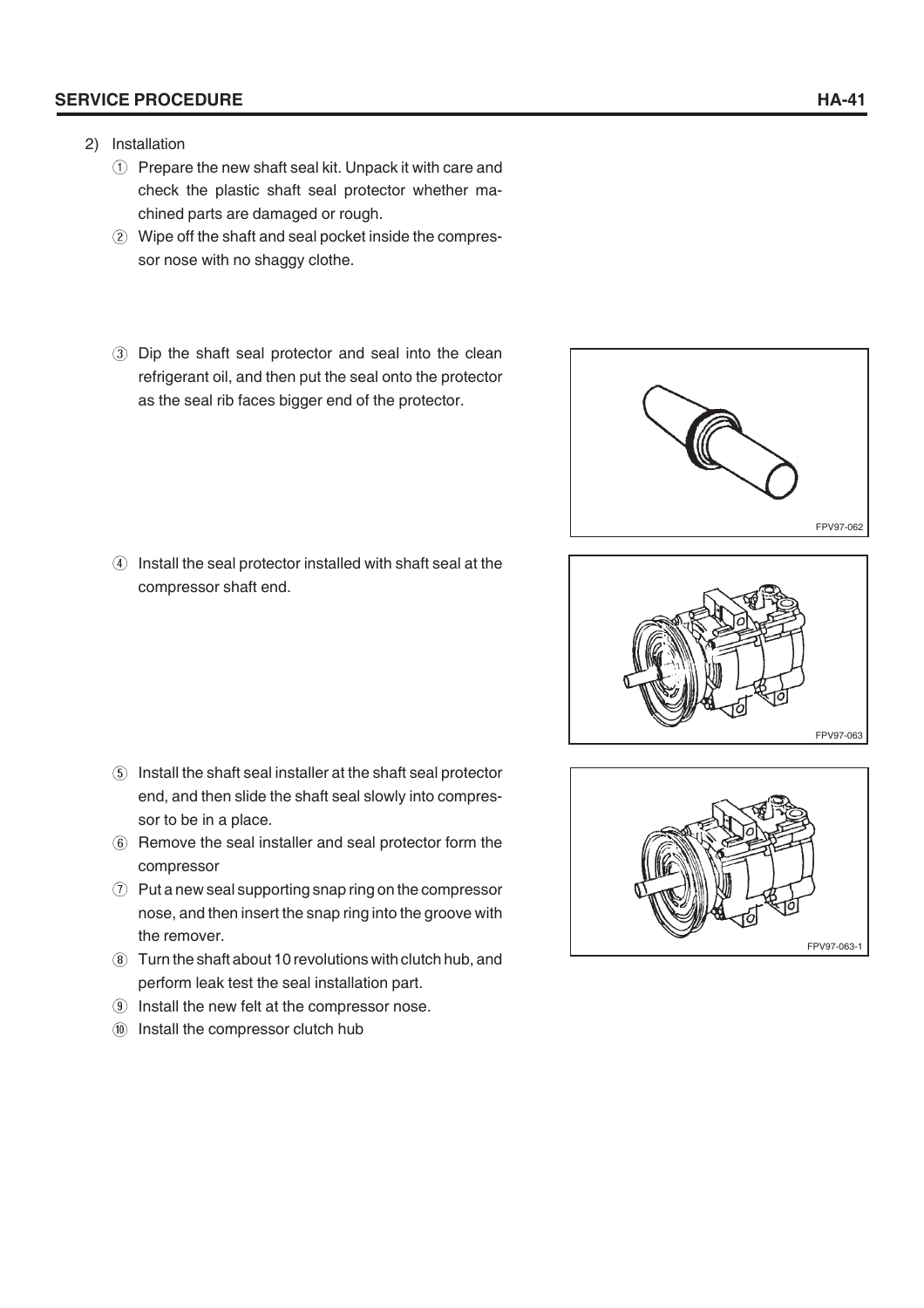2) Installation

① Prepare the new shaft seal kit. Unpack it with care and check the plastic shaft seal protector whether machined parts are damaged or rough.

② Wipe off the shaft and seal pocket inside the compressor nose with no shaggy clothe.

③ Dip the shaft seal protector and seal into the clean refrigerant oil, and then put the seal onto the protector as the seal rib faces bigger end of the protector.

FPV97-062

④ Install the seal protector installed with shaft seal at the compressor shaft end.

FPV97-063

⑤ Install the shaft seal installer at the shaft seal protector end, and then slide the shaft seal slowly into compressor to be in a place.

⑥ Remove the seal installer and seal protector form the compressor

⑦ Put a new seal supporting snap ring on the compressor nose, and then insert the snap ring into the groove with the remover.

⑧ Turn the shaft about 10 revolutions with clutch hub, and perform leak test the seal installation part.

⑨ Install the new felt at the compressor nose.

⑩ Install the compressor clutch hub

FPV97-063-1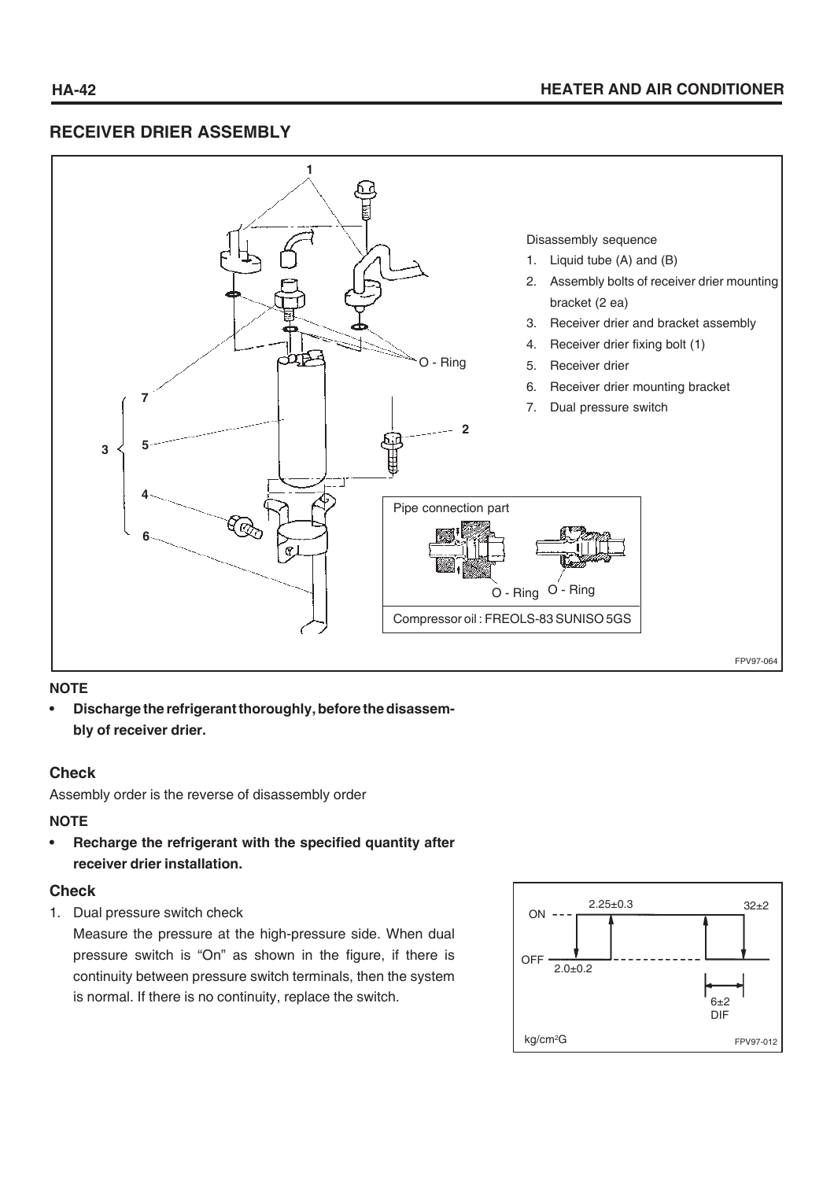## RECEIVER DRIER ASSEMBLY

Disassembly sequence

1. Liquid tube (A) and (B)
2. Assembly bolts of receiver drier mounting bracket (2 ea)
3. Receiver drier and bracket assembly
4. Receiver drier fixing bolt (1)
5. Receiver drier
6. Receiver drier mounting bracket
7. Dual pressure switch

Pipe connection part

Compressor oil : FREOLS-83 SUNISO 5GS

FPV97-064

**NOTE**

- **Discharge the refrigerant thoroughly, before the disassembly of receiver drier.**

### Check

Assembly order is the reverse of disassembly order

**NOTE**

- **Recharge the refrigerant with the specified quantity after receiver drier installation.**

### Check

1. Dual pressure switch check

   Measure the pressure at the high-pressure side. When dual pressure switch is "On" as shown in the figure, if there is continuity between pressure switch terminals, then the system is normal. If there is no continuity, replace the switch.

ON / OFF: 2.25±0.3, 2.0±0.2, 32±2, 6±2 DIF

kg/cm²G

FPV97-012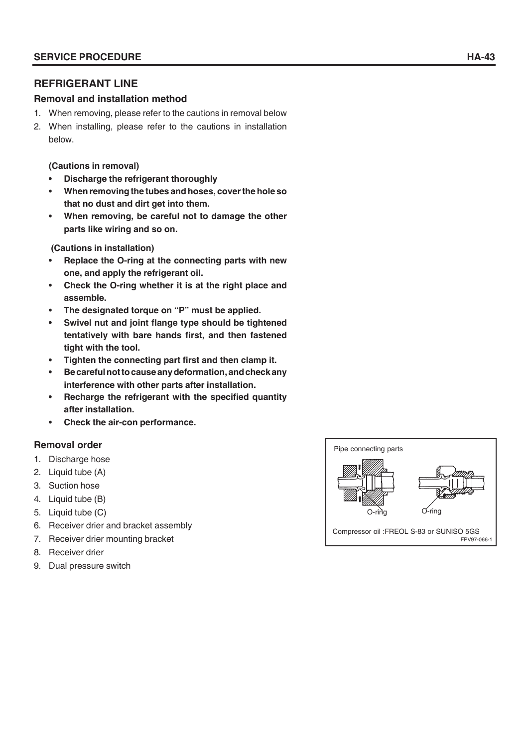## REFRIGERANT LINE

### Removal and installation method

1. When removing, please refer to the cautions in removal below
2. When installing, please refer to the cautions in installation below.

**(Cautions in removal)**

- **Discharge the refrigerant thoroughly**
- **When removing the tubes and hoses, cover the hole so that no dust and dirt get into them.**
- **When removing, be careful not to damage the other parts like wiring and so on.**

**(Cautions in installation)**

- **Replace the O-ring at the connecting parts with new one, and apply the refrigerant oil.**
- **Check the O-ring whether it is at the right place and assemble.**
- **The designated torque on "P" must be applied.**
- **Swivel nut and joint flange type should be tightened tentatively with bare hands first, and then fastened tight with the tool.**
- **Tighten the connecting part first and then clamp it.**
- **Be careful not to cause any deformation, and check any interference with other parts after installation.**
- **Recharge the refrigerant with the specified quantity after installation.**
- **Check the air-con performance.**

### Removal order

1. Discharge hose
2. Liquid tube (A)
3. Suction hose
4. Liquid tube (B)
5. Liquid tube (C)
6. Receiver drier and bracket assembly
7. Receiver drier mounting bracket
8. Receiver drier
9. Dual pressure switch

Pipe connecting parts

O-ring O-ring

Compressor oil :FREOL S-83 or SUNISO 5GS

FPV97-066-1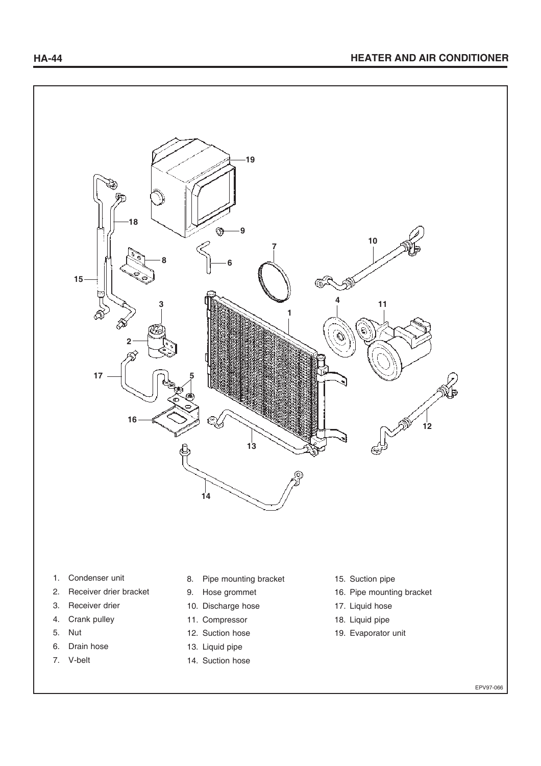1. Condenser unit
2. Receiver drier bracket
3. Receiver drier
4. Crank pulley
5. Nut
6. Drain hose
7. V-belt
8. Pipe mounting bracket
9. Hose grommet
10. Discharge hose
11. Compressor
12. Suction hose
13. Liquid pipe
14. Suction hose
15. Suction pipe
16. Pipe mounting bracket
17. Liquid hose
18. Liquid pipe
19. Evaporator unit

EPV97-066